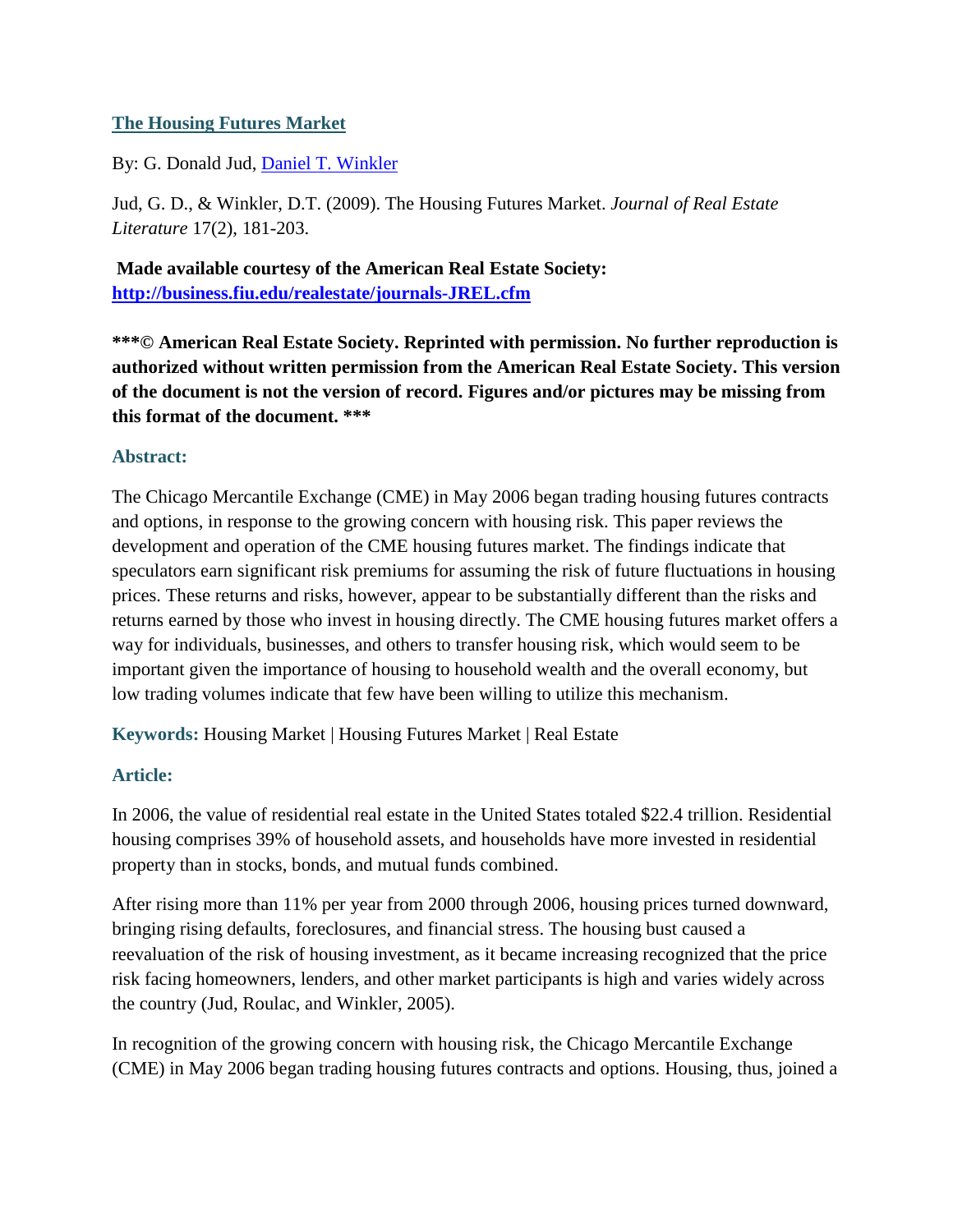# [The Housing Futures Market](#)

By: G. Donald Jud, [Daniel T. Winkler](#)

Jud, G. D., & Winkler, D.T. (2009). The Housing Futures Market. *Journal of Real Estate Literature* 17(2), 181-203.

**Made available courtesy of the American Real Estate Society: [http://business.fiu.edu/realestate/journals-JREL.cfm](http://business.fiu.edu/realestate/journals-JREL.cfm)**

**\*\*\*© American Real Estate Society. Reprinted with permission. No further reproduction is authorized without written permission from the American Real Estate Society. This version of the document is not the version of record. Figures and/or pictures may be missing from this format of the document. \*\*\***

### Abstract:

The Chicago Mercantile Exchange (CME) in May 2006 began trading housing futures contracts and options, in response to the growing concern with housing risk. This paper reviews the development and operation of the CME housing futures market. The findings indicate that speculators earn significant risk premiums for assuming the risk of future fluctuations in housing prices. These returns and risks, however, appear to be substantially different than the risks and returns earned by those who invest in housing directly. The CME housing futures market offers a way for individuals, businesses, and others to transfer housing risk, which would seem to be important given the importance of housing to household wealth and the overall economy, but low trading volumes indicate that few have been willing to utilize this mechanism.

**Keywords:** Housing Market | Housing Futures Market | Real Estate

### Article:

In 2006, the value of residential real estate in the United States totaled $22.4 trillion. Residential housing comprises 39% of household assets, and households have more invested in residential property than in stocks, bonds, and mutual funds combined.

After rising more than 11% per year from 2000 through 2006, housing prices turned downward, bringing rising defaults, foreclosures, and financial stress. The housing bust caused a reevaluation of the risk of housing investment, as it became increasing recognized that the price risk facing homeowners, lenders, and other market participants is high and varies widely across the country (Jud, Roulac, and Winkler, 2005).

In recognition of the growing concern with housing risk, the Chicago Mercantile Exchange (CME) in May 2006 began trading housing futures contracts and options. Housing, thus, joined a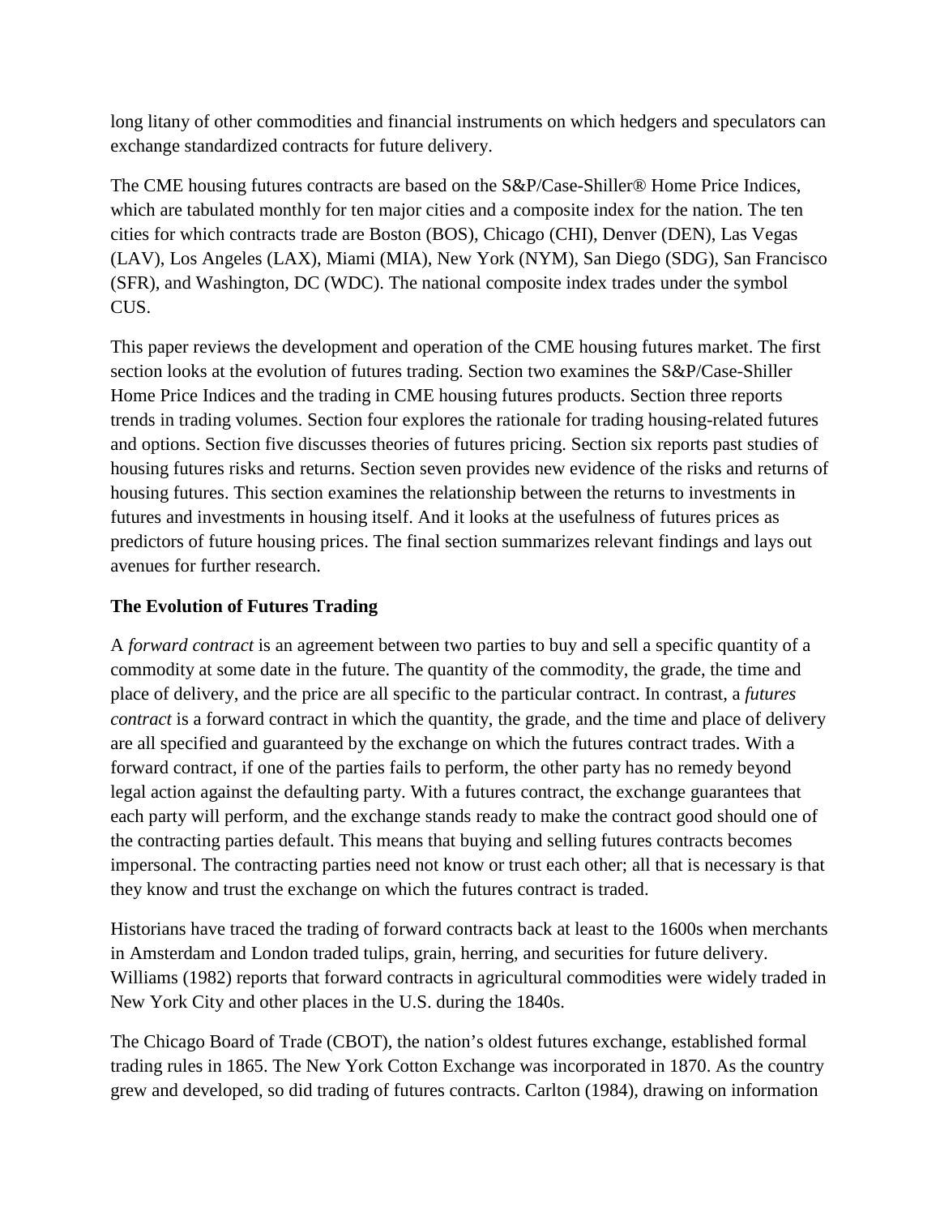long litany of other commodities and financial instruments on which hedgers and speculators can exchange standardized contracts for future delivery.

The CME housing futures contracts are based on the S&P/Case-Shiller® Home Price Indices, which are tabulated monthly for ten major cities and a composite index for the nation. The ten cities for which contracts trade are Boston (BOS), Chicago (CHI), Denver (DEN), Las Vegas (LAV), Los Angeles (LAX), Miami (MIA), New York (NYM), San Diego (SDG), San Francisco (SFR), and Washington, DC (WDC). The national composite index trades under the symbol CUS.

This paper reviews the development and operation of the CME housing futures market. The first section looks at the evolution of futures trading. Section two examines the S&P/Case-Shiller Home Price Indices and the trading in CME housing futures products. Section three reports trends in trading volumes. Section four explores the rationale for trading housing-related futures and options. Section five discusses theories of futures pricing. Section six reports past studies of housing futures risks and returns. Section seven provides new evidence of the risks and returns of housing futures. This section examines the relationship between the returns to investments in futures and investments in housing itself. And it looks at the usefulness of futures prices as predictors of future housing prices. The final section summarizes relevant findings and lays out avenues for further research.

## The Evolution of Futures Trading

A *forward contract* is an agreement between two parties to buy and sell a specific quantity of a commodity at some date in the future. The quantity of the commodity, the grade, the time and place of delivery, and the price are all specific to the particular contract. In contrast, a *futures contract* is a forward contract in which the quantity, the grade, and the time and place of delivery are all specified and guaranteed by the exchange on which the futures contract trades. With a forward contract, if one of the parties fails to perform, the other party has no remedy beyond legal action against the defaulting party. With a futures contract, the exchange guarantees that each party will perform, and the exchange stands ready to make the contract good should one of the contracting parties default. This means that buying and selling futures contracts becomes impersonal. The contracting parties need not know or trust each other; all that is necessary is that they know and trust the exchange on which the futures contract is traded.

Historians have traced the trading of forward contracts back at least to the 1600s when merchants in Amsterdam and London traded tulips, grain, herring, and securities for future delivery. Williams (1982) reports that forward contracts in agricultural commodities were widely traded in New York City and other places in the U.S. during the 1840s.

The Chicago Board of Trade (CBOT), the nation's oldest futures exchange, established formal trading rules in 1865. The New York Cotton Exchange was incorporated in 1870. As the country grew and developed, so did trading of futures contracts. Carlton (1984), drawing on information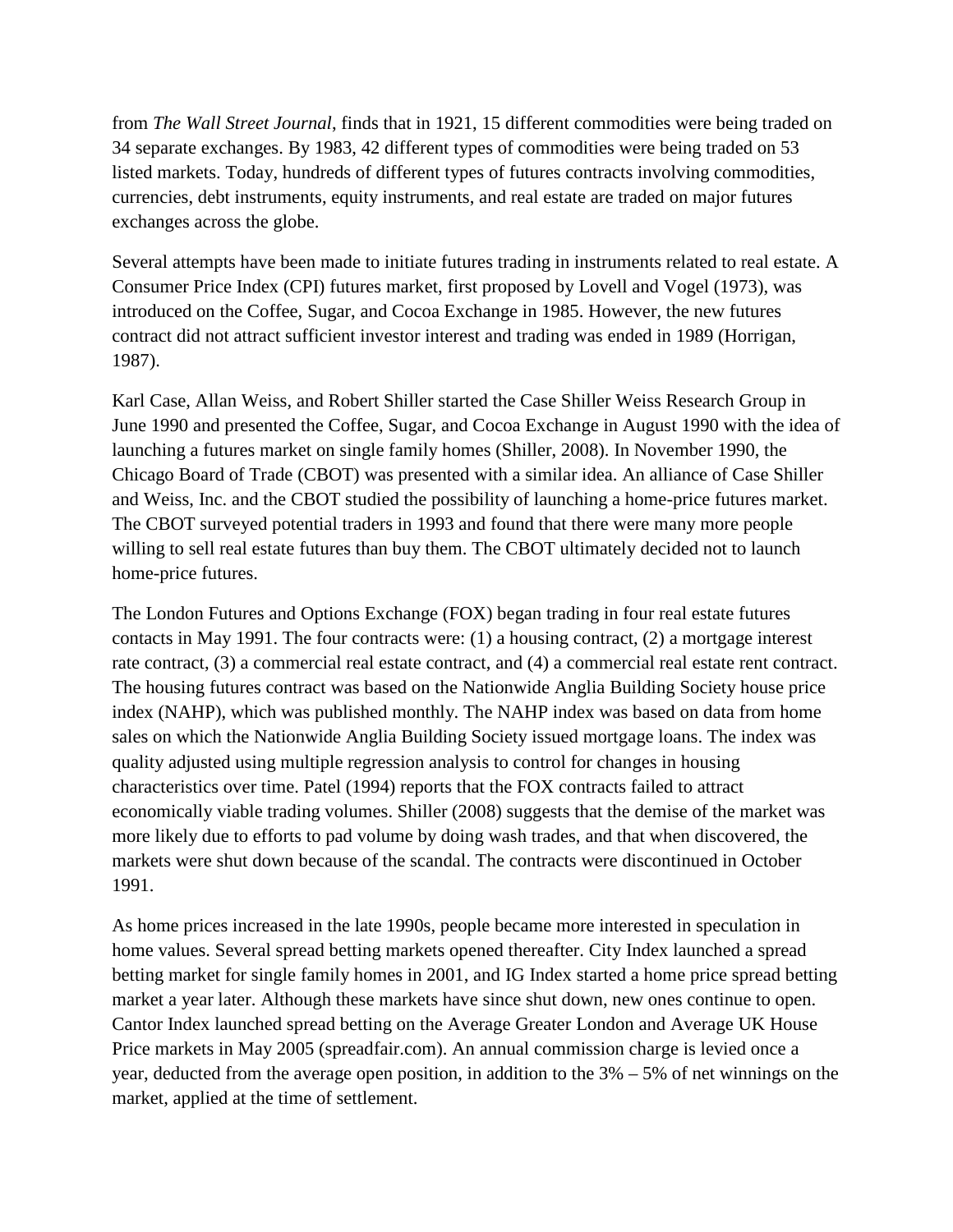from *The Wall Street Journal*, finds that in 1921, 15 different commodities were being traded on 34 separate exchanges. By 1983, 42 different types of commodities were being traded on 53 listed markets. Today, hundreds of different types of futures contracts involving commodities, currencies, debt instruments, equity instruments, and real estate are traded on major futures exchanges across the globe.

Several attempts have been made to initiate futures trading in instruments related to real estate. A Consumer Price Index (CPI) futures market, first proposed by Lovell and Vogel (1973), was introduced on the Coffee, Sugar, and Cocoa Exchange in 1985. However, the new futures contract did not attract sufficient investor interest and trading was ended in 1989 (Horrigan, 1987).

Karl Case, Allan Weiss, and Robert Shiller started the Case Shiller Weiss Research Group in June 1990 and presented the Coffee, Sugar, and Cocoa Exchange in August 1990 with the idea of launching a futures market on single family homes (Shiller, 2008). In November 1990, the Chicago Board of Trade (CBOT) was presented with a similar idea. An alliance of Case Shiller and Weiss, Inc. and the CBOT studied the possibility of launching a home-price futures market. The CBOT surveyed potential traders in 1993 and found that there were many more people willing to sell real estate futures than buy them. The CBOT ultimately decided not to launch home-price futures.

The London Futures and Options Exchange (FOX) began trading in four real estate futures contacts in May 1991. The four contracts were: (1) a housing contract, (2) a mortgage interest rate contract, (3) a commercial real estate contract, and (4) a commercial real estate rent contract. The housing futures contract was based on the Nationwide Anglia Building Society house price index (NAHP), which was published monthly. The NAHP index was based on data from home sales on which the Nationwide Anglia Building Society issued mortgage loans. The index was quality adjusted using multiple regression analysis to control for changes in housing characteristics over time. Patel (1994) reports that the FOX contracts failed to attract economically viable trading volumes. Shiller (2008) suggests that the demise of the market was more likely due to efforts to pad volume by doing wash trades, and that when discovered, the markets were shut down because of the scandal. The contracts were discontinued in October 1991.

As home prices increased in the late 1990s, people became more interested in speculation in home values. Several spread betting markets opened thereafter. City Index launched a spread betting market for single family homes in 2001, and IG Index started a home price spread betting market a year later. Although these markets have since shut down, new ones continue to open. Cantor Index launched spread betting on the Average Greater London and Average UK House Price markets in May 2005 (spreadfair.com). An annual commission charge is levied once a year, deducted from the average open position, in addition to the 3% – 5% of net winnings on the market, applied at the time of settlement.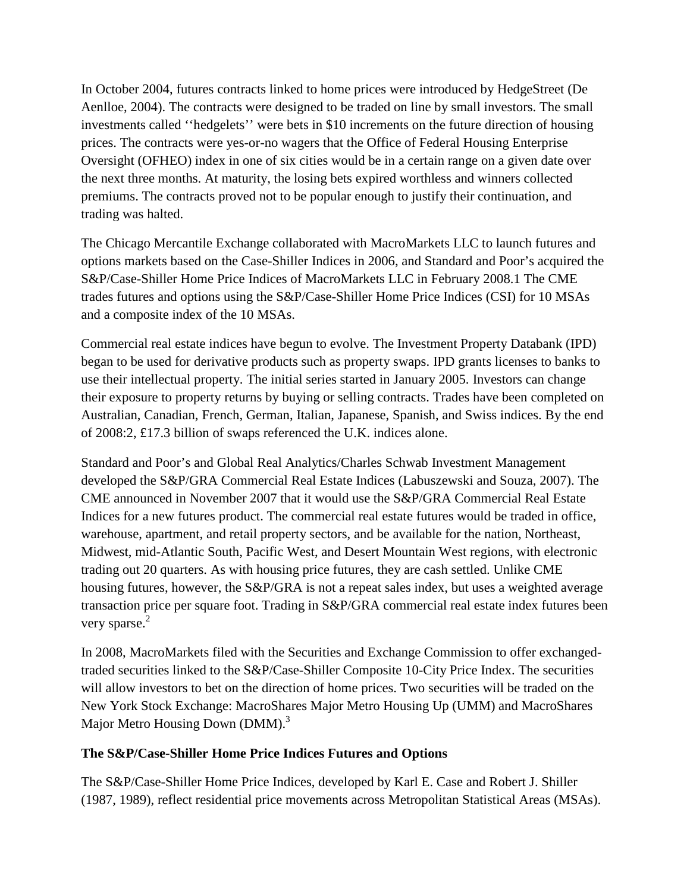In October 2004, futures contracts linked to home prices were introduced by HedgeStreet (De Aenlloe, 2004). The contracts were designed to be traded on line by small investors. The small investments called ‘‘hedgelets’’ were bets in $10 increments on the future direction of housing prices. The contracts were yes-or-no wagers that the Office of Federal Housing Enterprise Oversight (OFHEO) index in one of six cities would be in a certain range on a given date over the next three months. At maturity, the losing bets expired worthless and winners collected premiums. The contracts proved not to be popular enough to justify their continuation, and trading was halted.

The Chicago Mercantile Exchange collaborated with MacroMarkets LLC to launch futures and options markets based on the Case-Shiller Indices in 2006, and Standard and Poor’s acquired the S&P/Case-Shiller Home Price Indices of MacroMarkets LLC in February 2008.1 The CME trades futures and options using the S&P/Case-Shiller Home Price Indices (CSI) for 10 MSAs and a composite index of the 10 MSAs.

Commercial real estate indices have begun to evolve. The Investment Property Databank (IPD) began to be used for derivative products such as property swaps. IPD grants licenses to banks to use their intellectual property. The initial series started in January 2005. Investors can change their exposure to property returns by buying or selling contracts. Trades have been completed on Australian, Canadian, French, German, Italian, Japanese, Spanish, and Swiss indices. By the end of 2008:2, £17.3 billion of swaps referenced the U.K. indices alone.

Standard and Poor’s and Global Real Analytics/Charles Schwab Investment Management developed the S&P/GRA Commercial Real Estate Indices (Labuszewski and Souza, 2007). The CME announced in November 2007 that it would use the S&P/GRA Commercial Real Estate Indices for a new futures product. The commercial real estate futures would be traded in office, warehouse, apartment, and retail property sectors, and be available for the nation, Northeast, Midwest, mid-Atlantic South, Pacific West, and Desert Mountain West regions, with electronic trading out 20 quarters. As with housing price futures, they are cash settled. Unlike CME housing futures, however, the S&P/GRA is not a repeat sales index, but uses a weighted average transaction price per square foot. Trading in S&P/GRA commercial real estate index futures been very sparse.[2]

In 2008, MacroMarkets filed with the Securities and Exchange Commission to offer exchanged-traded securities linked to the S&P/Case-Shiller Composite 10-City Price Index. The securities will allow investors to bet on the direction of home prices. Two securities will be traded on the New York Stock Exchange: MacroShares Major Metro Housing Up (UMM) and MacroShares Major Metro Housing Down (DMM).[3]

## The S&P/Case-Shiller Home Price Indices Futures and Options

The S&P/Case-Shiller Home Price Indices, developed by Karl E. Case and Robert J. Shiller (1987, 1989), reflect residential price movements across Metropolitan Statistical Areas (MSAs).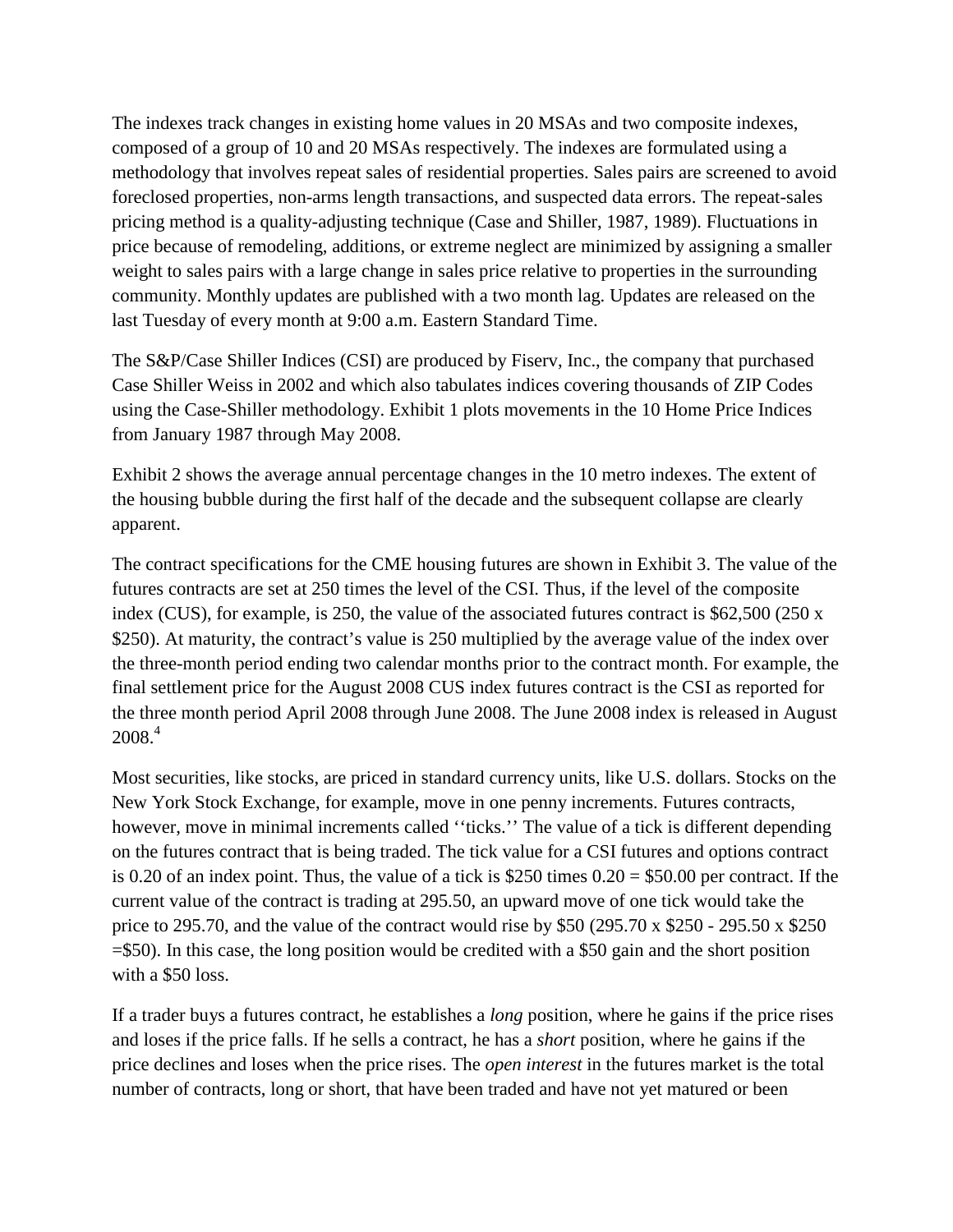The indexes track changes in existing home values in 20 MSAs and two composite indexes, composed of a group of 10 and 20 MSAs respectively. The indexes are formulated using a methodology that involves repeat sales of residential properties. Sales pairs are screened to avoid foreclosed properties, non-arms length transactions, and suspected data errors. The repeat-sales pricing method is a quality-adjusting technique (Case and Shiller, 1987, 1989). Fluctuations in price because of remodeling, additions, or extreme neglect are minimized by assigning a smaller weight to sales pairs with a large change in sales price relative to properties in the surrounding community. Monthly updates are published with a two month lag. Updates are released on the last Tuesday of every month at 9:00 a.m. Eastern Standard Time.

The S&P/Case Shiller Indices (CSI) are produced by Fiserv, Inc., the company that purchased Case Shiller Weiss in 2002 and which also tabulates indices covering thousands of ZIP Codes using the Case-Shiller methodology. Exhibit 1 plots movements in the 10 Home Price Indices from January 1987 through May 2008.

Exhibit 2 shows the average annual percentage changes in the 10 metro indexes. The extent of the housing bubble during the first half of the decade and the subsequent collapse are clearly apparent.

The contract specifications for the CME housing futures are shown in Exhibit 3. The value of the futures contracts are set at 250 times the level of the CSI. Thus, if the level of the composite index (CUS), for example, is 250, the value of the associated futures contract is $62,500 (250 x $250). At maturity, the contract's value is 250 multiplied by the average value of the index over the three-month period ending two calendar months prior to the contract month. For example, the final settlement price for the August 2008 CUS index futures contract is the CSI as reported for the three month period April 2008 through June 2008. The June 2008 index is released in August 2008.[4]

Most securities, like stocks, are priced in standard currency units, like U.S. dollars. Stocks on the New York Stock Exchange, for example, move in one penny increments. Futures contracts, however, move in minimal increments called ''ticks.'' The value of a tick is different depending on the futures contract that is being traded. The tick value for a CSI futures and options contract is 0.20 of an index point. Thus, the value of a tick is $250 times 0.20 = $50.00 per contract. If the current value of the contract is trading at 295.50, an upward move of one tick would take the price to 295.70, and the value of the contract would rise by $50 (295.70 x $250 - 295.50 x $250 =$50). In this case, the long position would be credited with a $50 gain and the short position with a $50 loss.

If a trader buys a futures contract, he establishes a *long* position, where he gains if the price rises and loses if the price falls. If he sells a contract, he has a *short* position, where he gains if the price declines and loses when the price rises. The *open interest* in the futures market is the total number of contracts, long or short, that have been traded and have not yet matured or been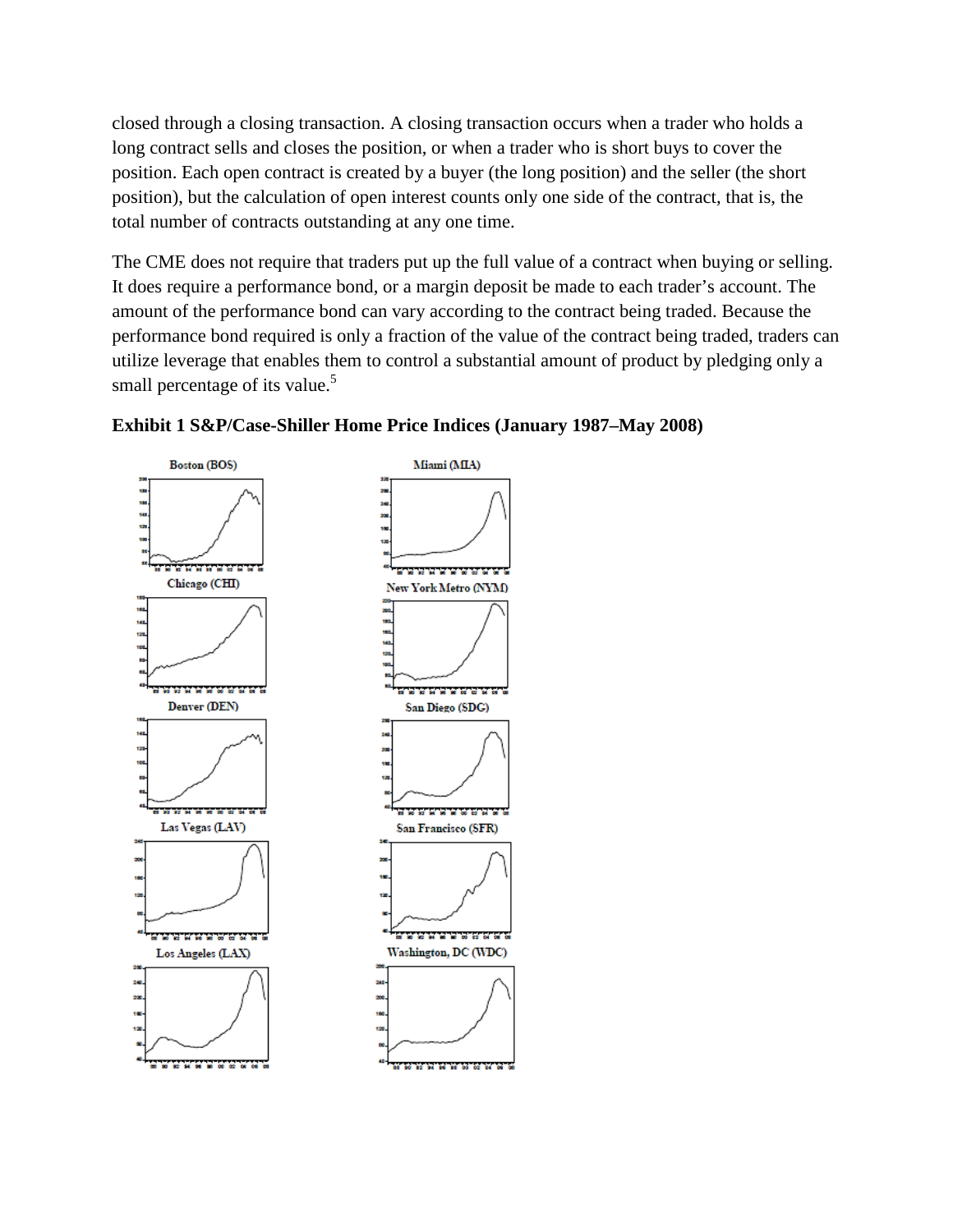closed through a closing transaction. A closing transaction occurs when a trader who holds a long contract sells and closes the position, or when a trader who is short buys to cover the position. Each open contract is created by a buyer (the long position) and the seller (the short position), but the calculation of open interest counts only one side of the contract, that is, the total number of contracts outstanding at any one time.

The CME does not require that traders put up the full value of a contract when buying or selling. It does require a performance bond, or a margin deposit be made to each trader's account. The amount of the performance bond can vary according to the contract being traded. Because the performance bond required is only a fraction of the value of the contract being traded, traders can utilize leverage that enables them to control a substantial amount of product by pledging only a small percentage of its value.[5]

**Exhibit 1 S&P/Case-Shiller Home Price Indices (January 1987–May 2008)**

Boston (BOS)

Miami (MIA)

Chicago (CHI)

New York Metro (NYM)

Denver (DEN)

San Diego (SDG)

Las Vegas (LAV)

San Francisco (SFR)

Los Angeles (LAX)

Washington, DC (WDC)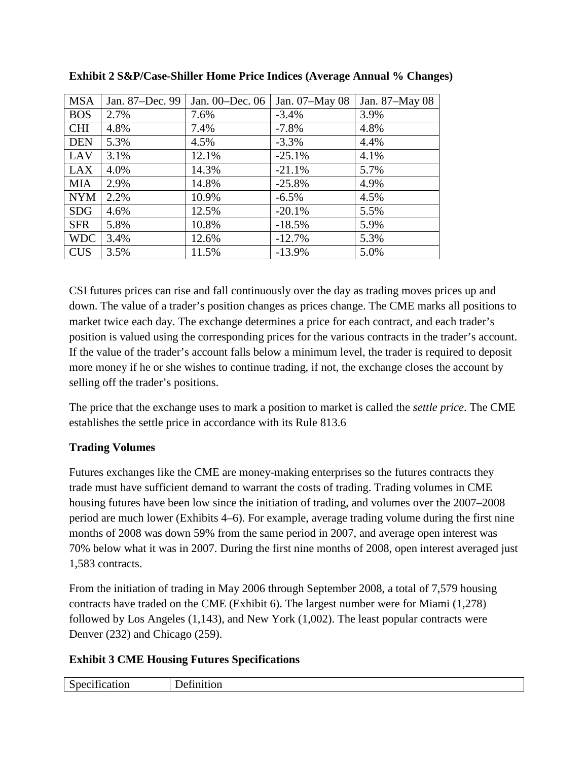**Exhibit 2 S&P/Case-Shiller Home Price Indices (Average Annual % Changes)**

| MSA | Jan. 87–Dec. 99 | Jan. 00–Dec. 06 | Jan. 07–May 08 | Jan. 87–May 08 |
|---|---|---|---|---|
| BOS | 2.7% | 7.6% | -3.4% | 3.9% |
| CHI | 4.8% | 7.4% | -7.8% | 4.8% |
| DEN | 5.3% | 4.5% | -3.3% | 4.4% |
| LAV | 3.1% | 12.1% | -25.1% | 4.1% |
| LAX | 4.0% | 14.3% | -21.1% | 5.7% |
| MIA | 2.9% | 14.8% | -25.8% | 4.9% |
| NYM | 2.2% | 10.9% | -6.5% | 4.5% |
| SDG | 4.6% | 12.5% | -20.1% | 5.5% |
| SFR | 5.8% | 10.8% | -18.5% | 5.9% |
| WDC | 3.4% | 12.6% | -12.7% | 5.3% |
| CUS | 3.5% | 11.5% | -13.9% | 5.0% |

CSI futures prices can rise and fall continuously over the day as trading moves prices up and down. The value of a trader's position changes as prices change. The CME marks all positions to market twice each day. The exchange determines a price for each contract, and each trader's position is valued using the corresponding prices for the various contracts in the trader's account. If the value of the trader's account falls below a minimum level, the trader is required to deposit more money if he or she wishes to continue trading, if not, the exchange closes the account by selling off the trader's positions.

The price that the exchange uses to mark a position to market is called the *settle price*. The CME establishes the settle price in accordance with its Rule 813.6

**Trading Volumes**

Futures exchanges like the CME are money-making enterprises so the futures contracts they trade must have sufficient demand to warrant the costs of trading. Trading volumes in CME housing futures have been low since the initiation of trading, and volumes over the 2007–2008 period are much lower (Exhibits 4–6). For example, average trading volume during the first nine months of 2008 was down 59% from the same period in 2007, and average open interest was 70% below what it was in 2007. During the first nine months of 2008, open interest averaged just 1,583 contracts.

From the initiation of trading in May 2006 through September 2008, a total of 7,579 housing contracts have traded on the CME (Exhibit 6). The largest number were for Miami (1,278) followed by Los Angeles (1,143), and New York (1,002). The least popular contracts were Denver (232) and Chicago (259).

**Exhibit 3 CME Housing Futures Specifications**

| Specification | Definition |
|---|---|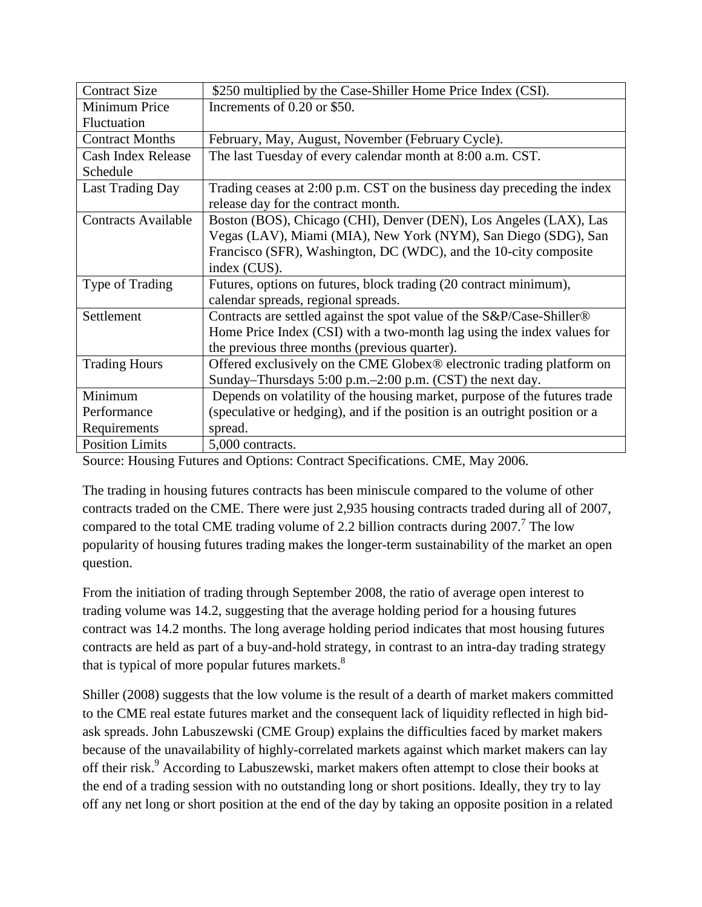| Contract Size | \$250 multiplied by the Case-Shiller Home Price Index (CSI). |
| --- | --- |
| Minimum Price Fluctuation | Increments of 0.20 or \$50. |
| Contract Months | February, May, August, November (February Cycle). |
| Cash Index Release Schedule | The last Tuesday of every calendar month at 8:00 a.m. CST. |
| Last Trading Day | Trading ceases at 2:00 p.m. CST on the business day preceding the index release day for the contract month. |
| Contracts Available | Boston (BOS), Chicago (CHI), Denver (DEN), Los Angeles (LAX), Las Vegas (LAV), Miami (MIA), New York (NYM), San Diego (SDG), San Francisco (SFR), Washington, DC (WDC), and the 10-city composite index (CUS). |
| Type of Trading | Futures, options on futures, block trading (20 contract minimum), calendar spreads, regional spreads. |
| Settlement | Contracts are settled against the spot value of the S&P/Case-Shiller® Home Price Index (CSI) with a two-month lag using the index values for the previous three months (previous quarter). |
| Trading Hours | Offered exclusively on the CME Globex® electronic trading platform on Sunday–Thursdays 5:00 p.m.–2:00 p.m. (CST) the next day. |
| Minimum Performance Requirements | Depends on volatility of the housing market, purpose of the futures trade (speculative or hedging), and if the position is an outright position or a spread. |
| Position Limits | 5,000 contracts. |

Source: Housing Futures and Options: Contract Specifications. CME, May 2006.

The trading in housing futures contracts has been miniscule compared to the volume of other contracts traded on the CME. There were just 2,935 housing contracts traded during all of 2007, compared to the total CME trading volume of 2.2 billion contracts during 2007.[7] The low popularity of housing futures trading makes the longer-term sustainability of the market an open question.

From the initiation of trading through September 2008, the ratio of average open interest to trading volume was 14.2, suggesting that the average holding period for a housing futures contract was 14.2 months. The long average holding period indicates that most housing futures contracts are held as part of a buy-and-hold strategy, in contrast to an intra-day trading strategy that is typical of more popular futures markets.[8]

Shiller (2008) suggests that the low volume is the result of a dearth of market makers committed to the CME real estate futures market and the consequent lack of liquidity reflected in high bid-ask spreads. John Labuszewski (CME Group) explains the difficulties faced by market makers because of the unavailability of highly-correlated markets against which market makers can lay off their risk.[9] According to Labuszewski, market makers often attempt to close their books at the end of a trading session with no outstanding long or short positions. Ideally, they try to lay off any net long or short position at the end of the day by taking an opposite position in a related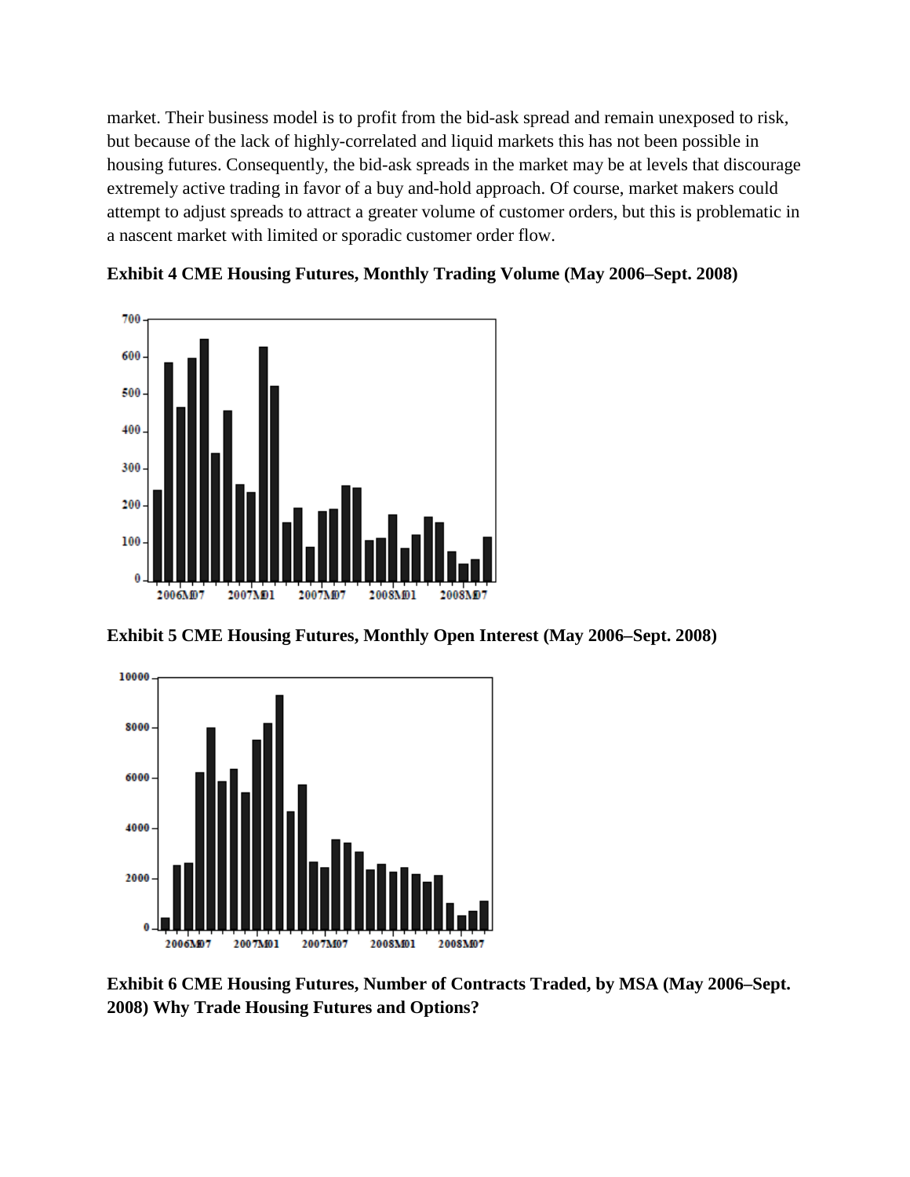market. Their business model is to profit from the bid-ask spread and remain unexposed to risk, but because of the lack of highly-correlated and liquid markets this has not been possible in housing futures. Consequently, the bid-ask spreads in the market may be at levels that discourage extremely active trading in favor of a buy and-hold approach. Of course, market makers could attempt to adjust spreads to attract a greater volume of customer orders, but this is problematic in a nascent market with limited or sporadic customer order flow.

**Exhibit 4 CME Housing Futures, Monthly Trading Volume (May 2006–Sept. 2008)**

**Exhibit 5 CME Housing Futures, Monthly Open Interest (May 2006–Sept. 2008)**

**Exhibit 6 CME Housing Futures, Number of Contracts Traded, by MSA (May 2006–Sept. 2008) Why Trade Housing Futures and Options?**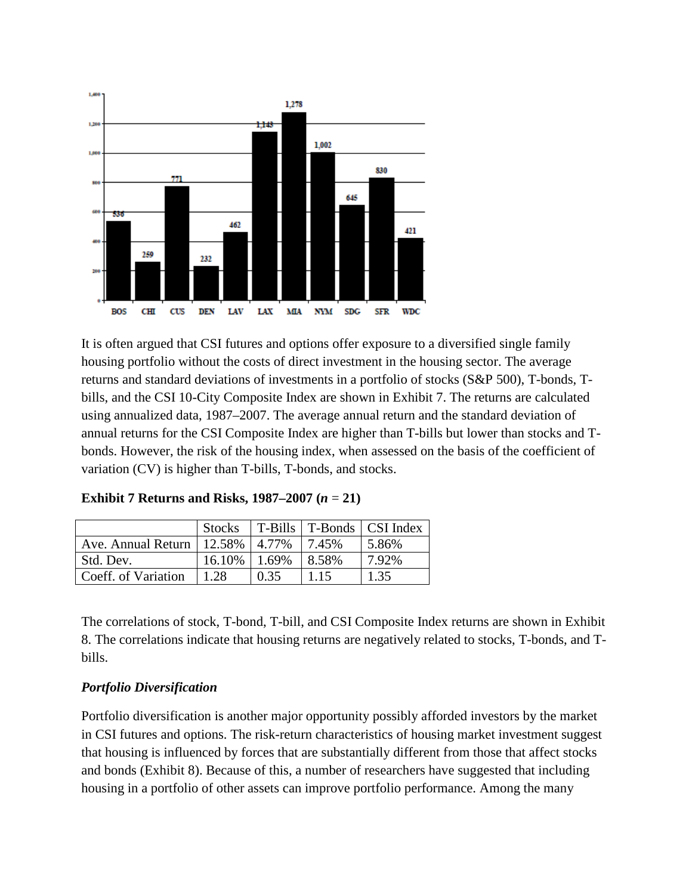It is often argued that CSI futures and options offer exposure to a diversified single family housing portfolio without the costs of direct investment in the housing sector. The average returns and standard deviations of investments in a portfolio of stocks (S&P 500), T-bonds, T-bills, and the CSI 10-City Composite Index are shown in Exhibit 7. The returns are calculated using annualized data, 1987–2007. The average annual return and the standard deviation of annual returns for the CSI Composite Index are higher than T-bills but lower than stocks and T-bonds. However, the risk of the housing index, when assessed on the basis of the coefficient of variation (CV) is higher than T-bills, T-bonds, and stocks.

**Exhibit 7 Returns and Risks, 1987–2007 (*n* = 21)**

| | Stocks | T-Bills | T-Bonds | CSI Index |
|---|---|---|---|---|
| Ave. Annual Return | 12.58% | 4.77% | 7.45% | 5.86% |
| Std. Dev. | 16.10% | 1.69% | 8.58% | 7.92% |
| Coeff. of Variation | 1.28 | 0.35 | 1.15 | 1.35 |

The correlations of stock, T-bond, T-bill, and CSI Composite Index returns are shown in Exhibit 8. The correlations indicate that housing returns are negatively related to stocks, T-bonds, and T-bills.

***Portfolio Diversification***

Portfolio diversification is another major opportunity possibly afforded investors by the market in CSI futures and options. The risk-return characteristics of housing market investment suggest that housing is influenced by forces that are substantially different from those that affect stocks and bonds (Exhibit 8). Because of this, a number of researchers have suggested that including housing in a portfolio of other assets can improve portfolio performance. Among the many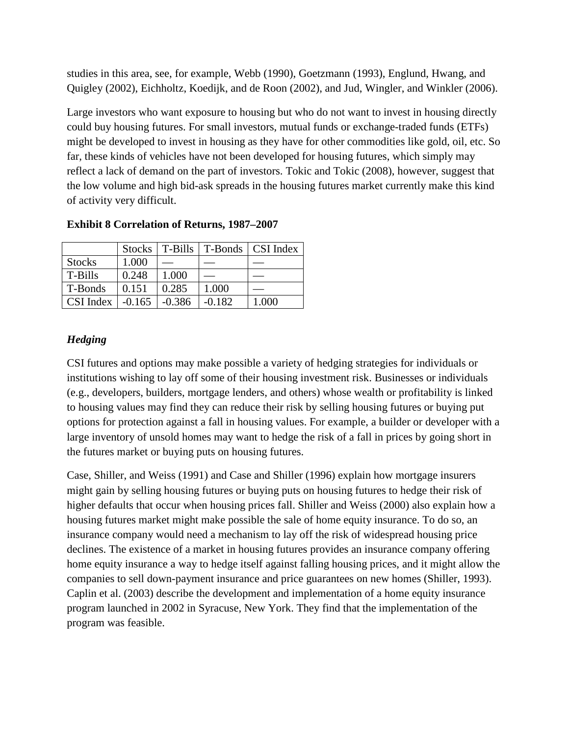studies in this area, see, for example, Webb (1990), Goetzmann (1993), Englund, Hwang, and Quigley (2002), Eichholtz, Koedijk, and de Roon (2002), and Jud, Wingler, and Winkler (2006).

Large investors who want exposure to housing but who do not want to invest in housing directly could buy housing futures. For small investors, mutual funds or exchange-traded funds (ETFs) might be developed to invest in housing as they have for other commodities like gold, oil, etc. So far, these kinds of vehicles have not been developed for housing futures, which simply may reflect a lack of demand on the part of investors. Tokic and Tokic (2008), however, suggest that the low volume and high bid-ask spreads in the housing futures market currently make this kind of activity very difficult.

**Exhibit 8 Correlation of Returns, 1987–2007**

| | Stocks | T-Bills | T-Bonds | CSI Index |
|---|---|---|---|---|
| Stocks | 1.000 | — | — | — |
| T-Bills | 0.248 | 1.000 | — | — |
| T-Bonds | 0.151 | 0.285 | 1.000 | — |
| CSI Index | -0.165 | -0.386 | -0.182 | 1.000 |

### *Hedging*

CSI futures and options may make possible a variety of hedging strategies for individuals or institutions wishing to lay off some of their housing investment risk. Businesses or individuals (e.g., developers, builders, mortgage lenders, and others) whose wealth or profitability is linked to housing values may find they can reduce their risk by selling housing futures or buying put options for protection against a fall in housing values. For example, a builder or developer with a large inventory of unsold homes may want to hedge the risk of a fall in prices by going short in the futures market or buying puts on housing futures.

Case, Shiller, and Weiss (1991) and Case and Shiller (1996) explain how mortgage insurers might gain by selling housing futures or buying puts on housing futures to hedge their risk of higher defaults that occur when housing prices fall. Shiller and Weiss (2000) also explain how a housing futures market might make possible the sale of home equity insurance. To do so, an insurance company would need a mechanism to lay off the risk of widespread housing price declines. The existence of a market in housing futures provides an insurance company offering home equity insurance a way to hedge itself against falling housing prices, and it might allow the companies to sell down-payment insurance and price guarantees on new homes (Shiller, 1993). Caplin et al. (2003) describe the development and implementation of a home equity insurance program launched in 2002 in Syracuse, New York. They find that the implementation of the program was feasible.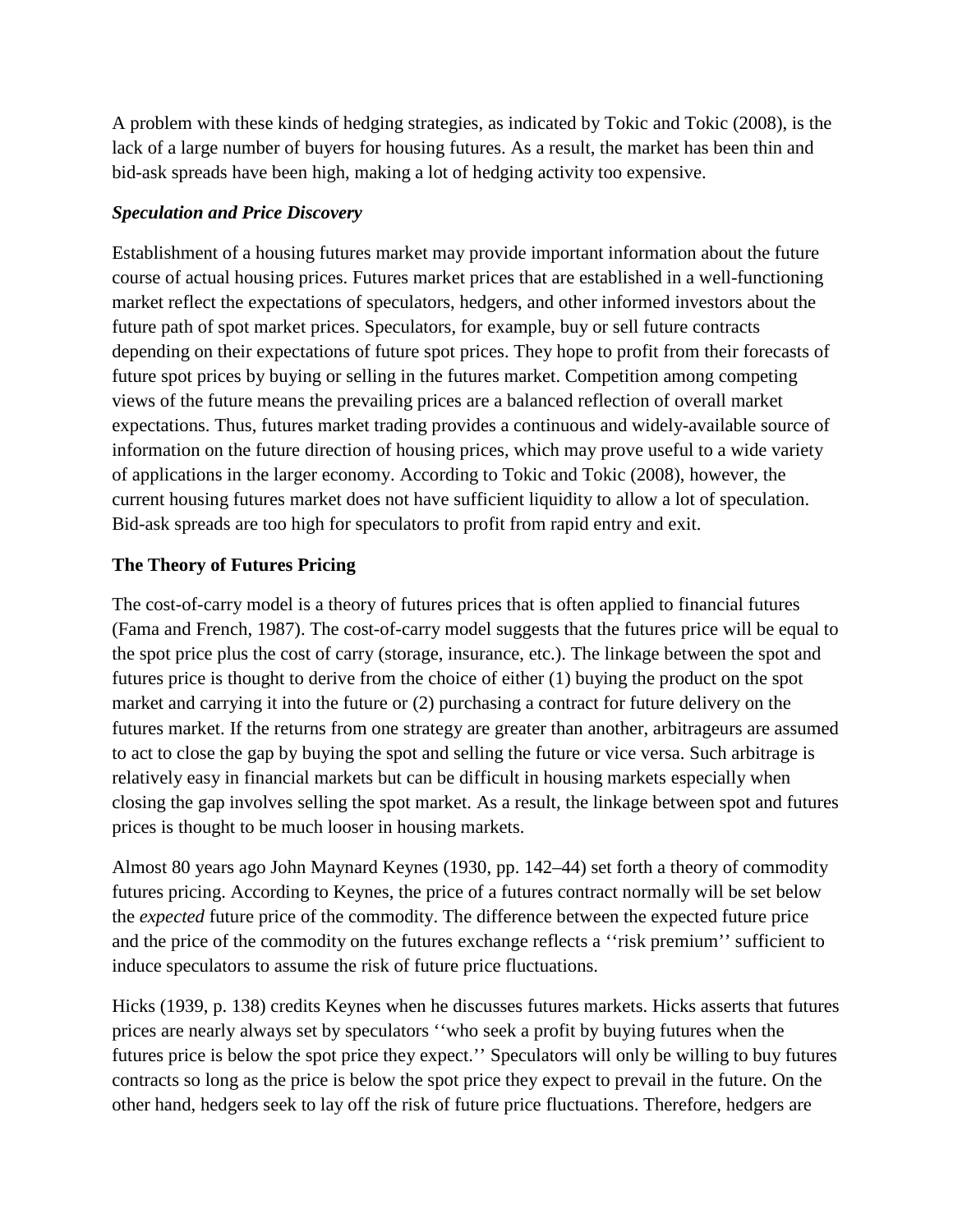A problem with these kinds of hedging strategies, as indicated by Tokic and Tokic (2008), is the lack of a large number of buyers for housing futures. As a result, the market has been thin and bid-ask spreads have been high, making a lot of hedging activity too expensive.

### *Speculation and Price Discovery*

Establishment of a housing futures market may provide important information about the future course of actual housing prices. Futures market prices that are established in a well-functioning market reflect the expectations of speculators, hedgers, and other informed investors about the future path of spot market prices. Speculators, for example, buy or sell future contracts depending on their expectations of future spot prices. They hope to profit from their forecasts of future spot prices by buying or selling in the futures market. Competition among competing views of the future means the prevailing prices are a balanced reflection of overall market expectations. Thus, futures market trading provides a continuous and widely-available source of information on the future direction of housing prices, which may prove useful to a wide variety of applications in the larger economy. According to Tokic and Tokic (2008), however, the current housing futures market does not have sufficient liquidity to allow a lot of speculation. Bid-ask spreads are too high for speculators to profit from rapid entry and exit.

## The Theory of Futures Pricing

The cost-of-carry model is a theory of futures prices that is often applied to financial futures (Fama and French, 1987). The cost-of-carry model suggests that the futures price will be equal to the spot price plus the cost of carry (storage, insurance, etc.). The linkage between the spot and futures price is thought to derive from the choice of either (1) buying the product on the spot market and carrying it into the future or (2) purchasing a contract for future delivery on the futures market. If the returns from one strategy are greater than another, arbitrageurs are assumed to act to close the gap by buying the spot and selling the future or vice versa. Such arbitrage is relatively easy in financial markets but can be difficult in housing markets especially when closing the gap involves selling the spot market. As a result, the linkage between spot and futures prices is thought to be much looser in housing markets.

Almost 80 years ago John Maynard Keynes (1930, pp. 142–44) set forth a theory of commodity futures pricing. According to Keynes, the price of a futures contract normally will be set below the *expected* future price of the commodity. The difference between the expected future price and the price of the commodity on the futures exchange reflects a ''risk premium'' sufficient to induce speculators to assume the risk of future price fluctuations.

Hicks (1939, p. 138) credits Keynes when he discusses futures markets. Hicks asserts that futures prices are nearly always set by speculators ''who seek a profit by buying futures when the futures price is below the spot price they expect.'' Speculators will only be willing to buy futures contracts so long as the price is below the spot price they expect to prevail in the future. On the other hand, hedgers seek to lay off the risk of future price fluctuations. Therefore, hedgers are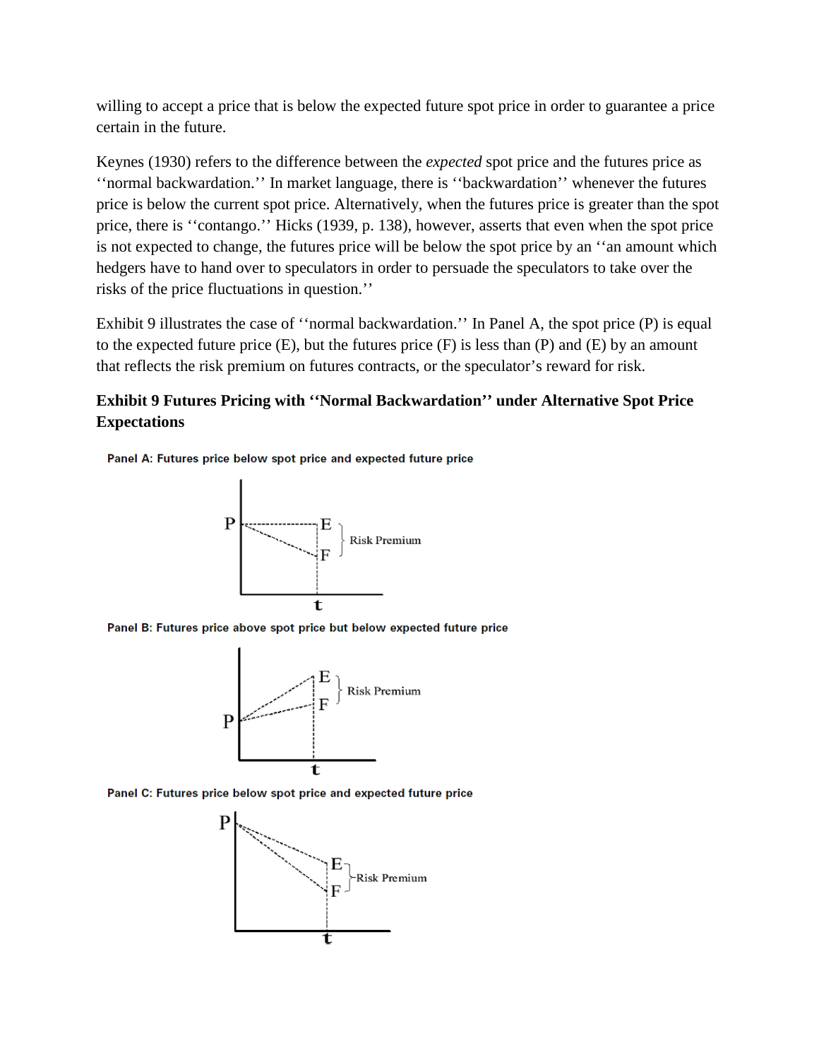willing to accept a price that is below the expected future spot price in order to guarantee a price certain in the future.

Keynes (1930) refers to the difference between the *expected* spot price and the futures price as ‘‘normal backwardation.’’ In market language, there is ‘‘backwardation’’ whenever the futures price is below the current spot price. Alternatively, when the futures price is greater than the spot price, there is ‘‘contango.’’ Hicks (1939, p. 138), however, asserts that even when the spot price is not expected to change, the futures price will be below the spot price by an ‘‘an amount which hedgers have to hand over to speculators in order to persuade the speculators to take over the risks of the price fluctuations in question.’’

Exhibit 9 illustrates the case of ‘‘normal backwardation.’’ In Panel A, the spot price (P) is equal to the expected future price (E), but the futures price (F) is less than (P) and (E) by an amount that reflects the risk premium on futures contracts, or the speculator's reward for risk.

**Exhibit 9 Futures Pricing with ‘‘Normal Backwardation’’ under Alternative Spot Price Expectations**

**Panel A: Futures price below spot price and expected future price**

**Panel B: Futures price above spot price but below expected future price**

**Panel C: Futures price below spot price and expected future price**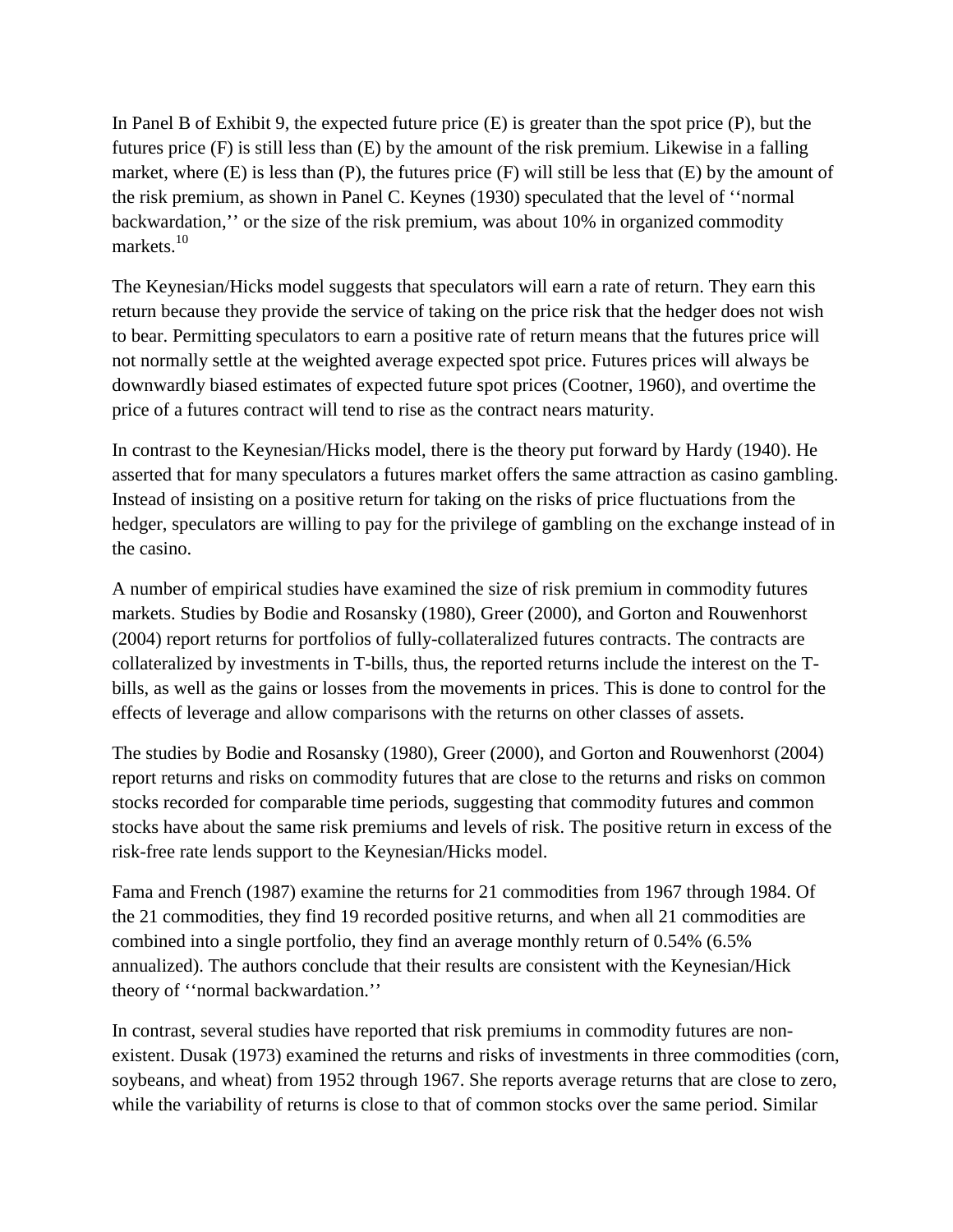In Panel B of Exhibit 9, the expected future price (E) is greater than the spot price (P), but the futures price (F) is still less than (E) by the amount of the risk premium. Likewise in a falling market, where (E) is less than (P), the futures price (F) will still be less that (E) by the amount of the risk premium, as shown in Panel C. Keynes (1930) speculated that the level of ‘‘normal backwardation,’’ or the size of the risk premium, was about 10% in organized commodity markets.[10]

The Keynesian/Hicks model suggests that speculators will earn a rate of return. They earn this return because they provide the service of taking on the price risk that the hedger does not wish to bear. Permitting speculators to earn a positive rate of return means that the futures price will not normally settle at the weighted average expected spot price. Futures prices will always be downwardly biased estimates of expected future spot prices (Cootner, 1960), and overtime the price of a futures contract will tend to rise as the contract nears maturity.

In contrast to the Keynesian/Hicks model, there is the theory put forward by Hardy (1940). He asserted that for many speculators a futures market offers the same attraction as casino gambling. Instead of insisting on a positive return for taking on the risks of price fluctuations from the hedger, speculators are willing to pay for the privilege of gambling on the exchange instead of in the casino.

A number of empirical studies have examined the size of risk premium in commodity futures markets. Studies by Bodie and Rosansky (1980), Greer (2000), and Gorton and Rouwenhorst (2004) report returns for portfolios of fully-collateralized futures contracts. The contracts are collateralized by investments in T-bills, thus, the reported returns include the interest on the T-bills, as well as the gains or losses from the movements in prices. This is done to control for the effects of leverage and allow comparisons with the returns on other classes of assets.

The studies by Bodie and Rosansky (1980), Greer (2000), and Gorton and Rouwenhorst (2004) report returns and risks on commodity futures that are close to the returns and risks on common stocks recorded for comparable time periods, suggesting that commodity futures and common stocks have about the same risk premiums and levels of risk. The positive return in excess of the risk-free rate lends support to the Keynesian/Hicks model.

Fama and French (1987) examine the returns for 21 commodities from 1967 through 1984. Of the 21 commodities, they find 19 recorded positive returns, and when all 21 commodities are combined into a single portfolio, they find an average monthly return of 0.54% (6.5% annualized). The authors conclude that their results are consistent with the Keynesian/Hick theory of ‘‘normal backwardation.’’

In contrast, several studies have reported that risk premiums in commodity futures are non-existent. Dusak (1973) examined the returns and risks of investments in three commodities (corn, soybeans, and wheat) from 1952 through 1967. She reports average returns that are close to zero, while the variability of returns is close to that of common stocks over the same period. Similar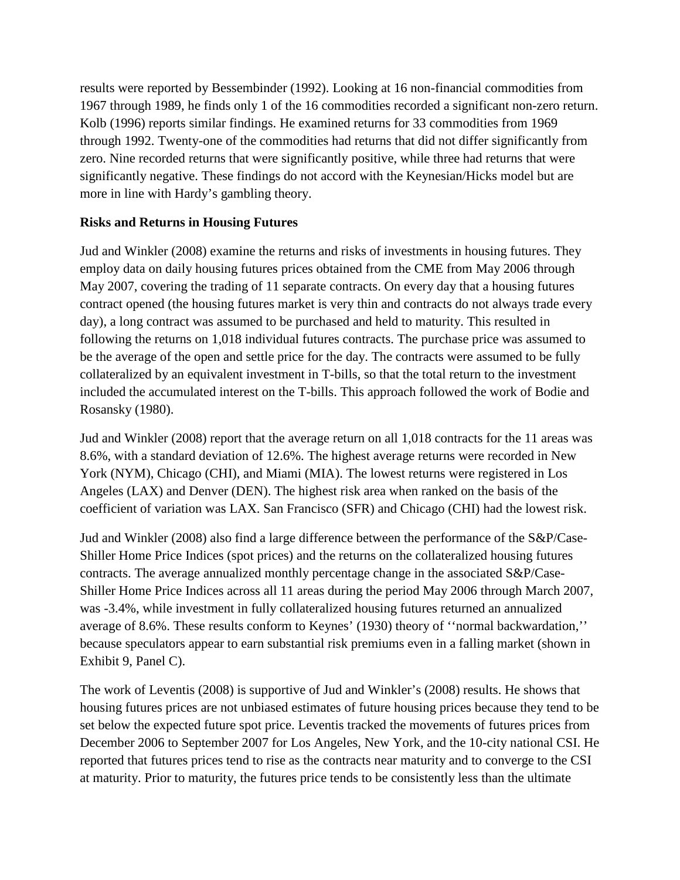results were reported by Bessembinder (1992). Looking at 16 non-financial commodities from 1967 through 1989, he finds only 1 of the 16 commodities recorded a significant non-zero return. Kolb (1996) reports similar findings. He examined returns for 33 commodities from 1969 through 1992. Twenty-one of the commodities had returns that did not differ significantly from zero. Nine recorded returns that were significantly positive, while three had returns that were significantly negative. These findings do not accord with the Keynesian/Hicks model but are more in line with Hardy's gambling theory.

**Risks and Returns in Housing Futures**

Jud and Winkler (2008) examine the returns and risks of investments in housing futures. They employ data on daily housing futures prices obtained from the CME from May 2006 through May 2007, covering the trading of 11 separate contracts. On every day that a housing futures contract opened (the housing futures market is very thin and contracts do not always trade every day), a long contract was assumed to be purchased and held to maturity. This resulted in following the returns on 1,018 individual futures contracts. The purchase price was assumed to be the average of the open and settle price for the day. The contracts were assumed to be fully collateralized by an equivalent investment in T-bills, so that the total return to the investment included the accumulated interest on the T-bills. This approach followed the work of Bodie and Rosansky (1980).

Jud and Winkler (2008) report that the average return on all 1,018 contracts for the 11 areas was 8.6%, with a standard deviation of 12.6%. The highest average returns were recorded in New York (NYM), Chicago (CHI), and Miami (MIA). The lowest returns were registered in Los Angeles (LAX) and Denver (DEN). The highest risk area when ranked on the basis of the coefficient of variation was LAX. San Francisco (SFR) and Chicago (CHI) had the lowest risk.

Jud and Winkler (2008) also find a large difference between the performance of the S&P/Case-Shiller Home Price Indices (spot prices) and the returns on the collateralized housing futures contracts. The average annualized monthly percentage change in the associated S&P/Case-Shiller Home Price Indices across all 11 areas during the period May 2006 through March 2007, was -3.4%, while investment in fully collateralized housing futures returned an annualized average of 8.6%. These results conform to Keynes' (1930) theory of ''normal backwardation,'' because speculators appear to earn substantial risk premiums even in a falling market (shown in Exhibit 9, Panel C).

The work of Leventis (2008) is supportive of Jud and Winkler's (2008) results. He shows that housing futures prices are not unbiased estimates of future housing prices because they tend to be set below the expected future spot price. Leventis tracked the movements of futures prices from December 2006 to September 2007 for Los Angeles, New York, and the 10-city national CSI. He reported that futures prices tend to rise as the contracts near maturity and to converge to the CSI at maturity. Prior to maturity, the futures price tends to be consistently less than the ultimate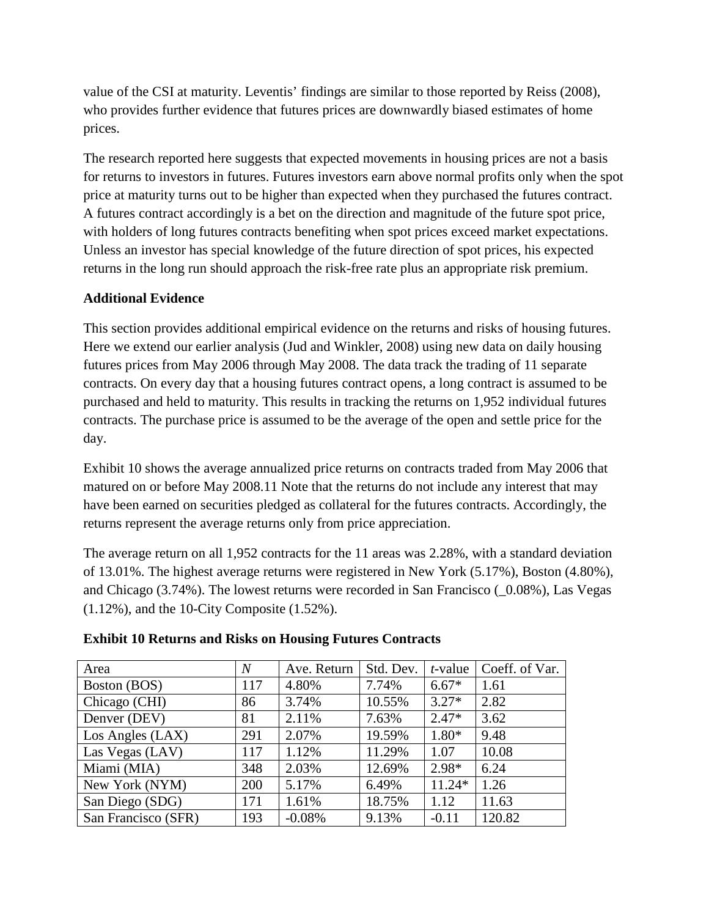value of the CSI at maturity. Leventis' findings are similar to those reported by Reiss (2008), who provides further evidence that futures prices are downwardly biased estimates of home prices.

The research reported here suggests that expected movements in housing prices are not a basis for returns to investors in futures. Futures investors earn above normal profits only when the spot price at maturity turns out to be higher than expected when they purchased the futures contract. A futures contract accordingly is a bet on the direction and magnitude of the future spot price, with holders of long futures contracts benefiting when spot prices exceed market expectations. Unless an investor has special knowledge of the future direction of spot prices, his expected returns in the long run should approach the risk-free rate plus an appropriate risk premium.

**Additional Evidence**

This section provides additional empirical evidence on the returns and risks of housing futures. Here we extend our earlier analysis (Jud and Winkler, 2008) using new data on daily housing futures prices from May 2006 through May 2008. The data track the trading of 11 separate contracts. On every day that a housing futures contract opens, a long contract is assumed to be purchased and held to maturity. This results in tracking the returns on 1,952 individual futures contracts. The purchase price is assumed to be the average of the open and settle price for the day.

Exhibit 10 shows the average annualized price returns on contracts traded from May 2006 that matured on or before May 2008.11 Note that the returns do not include any interest that may have been earned on securities pledged as collateral for the futures contracts. Accordingly, the returns represent the average returns only from price appreciation.

The average return on all 1,952 contracts for the 11 areas was 2.28%, with a standard deviation of 13.01%. The highest average returns were registered in New York (5.17%), Boston (4.80%), and Chicago (3.74%). The lowest returns were recorded in San Francisco (_0.08%), Las Vegas (1.12%), and the 10-City Composite (1.52%).

**Exhibit 10 Returns and Risks on Housing Futures Contracts**

| Area | *N* | Ave. Return | Std. Dev. | *t*-value | Coeff. of Var. |
|---|---|---|---|---|---|
| Boston (BOS) | 117 | 4.80% | 7.74% | 6.67* | 1.61 |
| Chicago (CHI) | 86 | 3.74% | 10.55% | 3.27* | 2.82 |
| Denver (DEV) | 81 | 2.11% | 7.63% | 2.47* | 3.62 |
| Los Angles (LAX) | 291 | 2.07% | 19.59% | 1.80* | 9.48 |
| Las Vegas (LAV) | 117 | 1.12% | 11.29% | 1.07 | 10.08 |
| Miami (MIA) | 348 | 2.03% | 12.69% | 2.98* | 6.24 |
| New York (NYM) | 200 | 5.17% | 6.49% | 11.24* | 1.26 |
| San Diego (SDG) | 171 | 1.61% | 18.75% | 1.12 | 11.63 |
| San Francisco (SFR) | 193 | -0.08% | 9.13% | -0.11 | 120.82 |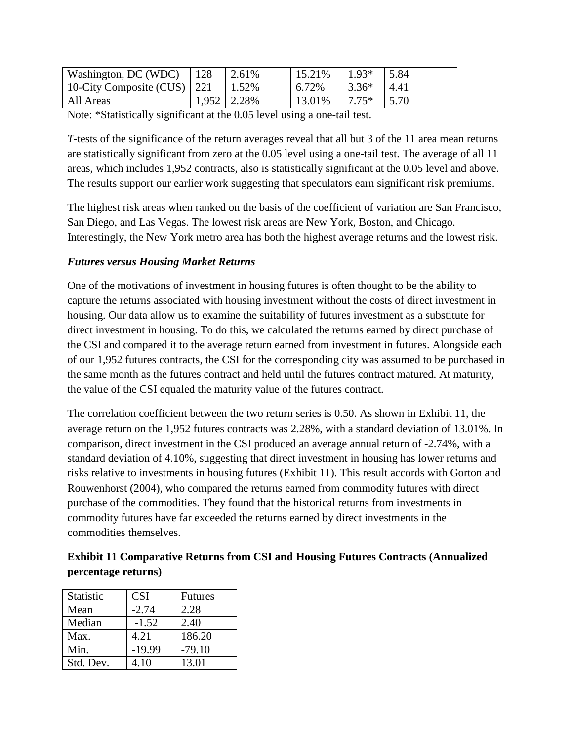| Washington, DC (WDC) | 128 | 2.61% | 15.21% | 1.93* | 5.84 |
|---|---|---|---|---|---|
| 10-City Composite (CUS) | 221 | 1.52% | 6.72% | 3.36* | 4.41 |
| All Areas | 1,952 | 2.28% | 13.01% | 7.75* | 5.70 |

Note: *Statistically significant at the 0.05 level using a one-tail test.

*T*-tests of the significance of the return averages reveal that all but 3 of the 11 area mean returns are statistically significant from zero at the 0.05 level using a one-tail test. The average of all 11 areas, which includes 1,952 contracts, also is statistically significant at the 0.05 level and above. The results support our earlier work suggesting that speculators earn significant risk premiums.

The highest risk areas when ranked on the basis of the coefficient of variation are San Francisco, San Diego, and Las Vegas. The lowest risk areas are New York, Boston, and Chicago. Interestingly, the New York metro area has both the highest average returns and the lowest risk.

### *Futures versus Housing Market Returns*

One of the motivations of investment in housing futures is often thought to be the ability to capture the returns associated with housing investment without the costs of direct investment in housing. Our data allow us to examine the suitability of futures investment as a substitute for direct investment in housing. To do this, we calculated the returns earned by direct purchase of the CSI and compared it to the average return earned from investment in futures. Alongside each of our 1,952 futures contracts, the CSI for the corresponding city was assumed to be purchased in the same month as the futures contract and held until the futures contract matured. At maturity, the value of the CSI equaled the maturity value of the futures contract.

The correlation coefficient between the two return series is 0.50. As shown in Exhibit 11, the average return on the 1,952 futures contracts was 2.28%, with a standard deviation of 13.01%. In comparison, direct investment in the CSI produced an average annual return of -2.74%, with a standard deviation of 4.10%, suggesting that direct investment in housing has lower returns and risks relative to investments in housing futures (Exhibit 11). This result accords with Gorton and Rouwenhorst (2004), who compared the returns earned from commodity futures with direct purchase of the commodities. They found that the historical returns from investments in commodity futures have far exceeded the returns earned by direct investments in the commodities themselves.

**Exhibit 11 Comparative Returns from CSI and Housing Futures Contracts (Annualized percentage returns)**

| Statistic | CSI | Futures |
|---|---|---|
| Mean | -2.74 | 2.28 |
| Median | -1.52 | 2.40 |
| Max. | 4.21 | 186.20 |
| Min. | -19.99 | -79.10 |
| Std. Dev. | 4.10 | 13.01 |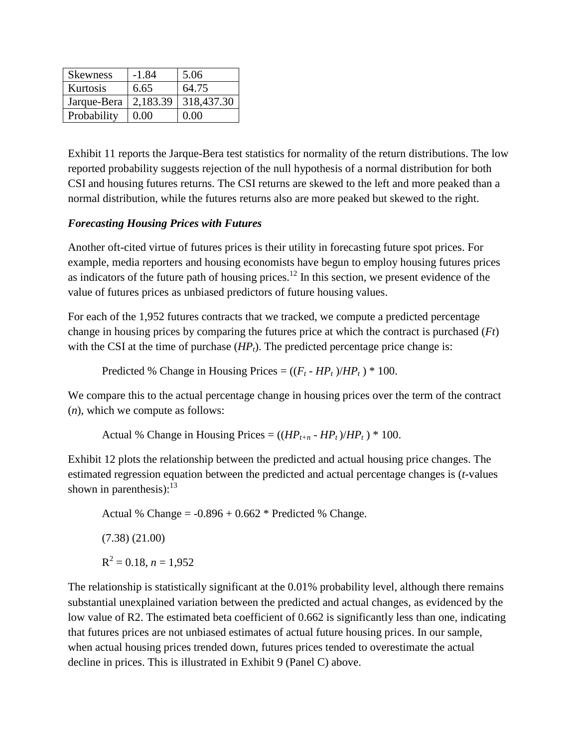| Skewness | -1.84 | 5.06 |
|---|---|---|
| Kurtosis | 6.65 | 64.75 |
| Jarque-Bera | 2,183.39 | 318,437.30 |
| Probability | 0.00 | 0.00 |

Exhibit 11 reports the Jarque-Bera test statistics for normality of the return distributions. The low reported probability suggests rejection of the null hypothesis of a normal distribution for both CSI and housing futures returns. The CSI returns are skewed to the left and more peaked than a normal distribution, while the futures returns also are more peaked but skewed to the right.

***Forecasting Housing Prices with Futures***

Another oft-cited virtue of futures prices is their utility in forecasting future spot prices. For example, media reporters and housing economists have begun to employ housing futures prices as indicators of the future path of housing prices.[12] In this section, we present evidence of the value of futures prices as unbiased predictors of future housing values.

For each of the 1,952 futures contracts that we tracked, we compute a predicted percentage change in housing prices by comparing the futures price at which the contract is purchased ($Ft$) with the CSI at the time of purchase ($HP_t$). The predicted percentage price change is:

$$\text{Predicted \% Change in Housing Prices} = ((F_t - HP_t)/HP_t) * 100.$$

We compare this to the actual percentage change in housing prices over the term of the contract ($n$), which we compute as follows:

$$\text{Actual \% Change in Housing Prices} = ((HP_{t+n} - HP_t)/HP_t) * 100.$$

Exhibit 12 plots the relationship between the predicted and actual housing price changes. The estimated regression equation between the predicted and actual percentage changes is ($t$-values shown in parenthesis):[13]

$$\text{Actual \% Change} = -0.896 + 0.662 * \text{Predicted \% Change}.$$

(7.38) (21.00)

$R^2 = 0.18$, $n = 1{,}952$

The relationship is statistically significant at the 0.01% probability level, although there remains substantial unexplained variation between the predicted and actual changes, as evidenced by the low value of R2. The estimated beta coefficient of 0.662 is significantly less than one, indicating that futures prices are not unbiased estimates of actual future housing prices. In our sample, when actual housing prices trended down, futures prices tended to overestimate the actual decline in prices. This is illustrated in Exhibit 9 (Panel C) above.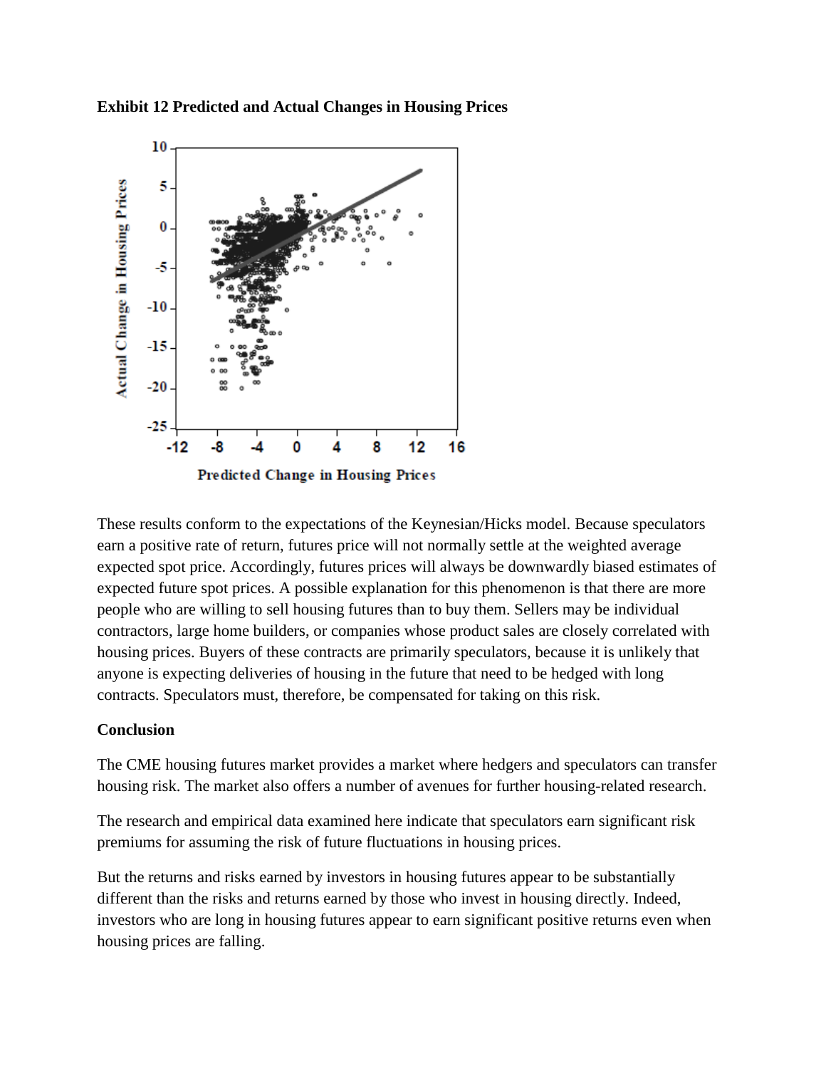**Exhibit 12 Predicted and Actual Changes in Housing Prices**

These results conform to the expectations of the Keynesian/Hicks model. Because speculators earn a positive rate of return, futures price will not normally settle at the weighted average expected spot price. Accordingly, futures prices will always be downwardly biased estimates of expected future spot prices. A possible explanation for this phenomenon is that there are more people who are willing to sell housing futures than to buy them. Sellers may be individual contractors, large home builders, or companies whose product sales are closely correlated with housing prices. Buyers of these contracts are primarily speculators, because it is unlikely that anyone is expecting deliveries of housing in the future that need to be hedged with long contracts. Speculators must, therefore, be compensated for taking on this risk.

**Conclusion**

The CME housing futures market provides a market where hedgers and speculators can transfer housing risk. The market also offers a number of avenues for further housing-related research.

The research and empirical data examined here indicate that speculators earn significant risk premiums for assuming the risk of future fluctuations in housing prices.

But the returns and risks earned by investors in housing futures appear to be substantially different than the risks and returns earned by those who invest in housing directly. Indeed, investors who are long in housing futures appear to earn significant positive returns even when housing prices are falling.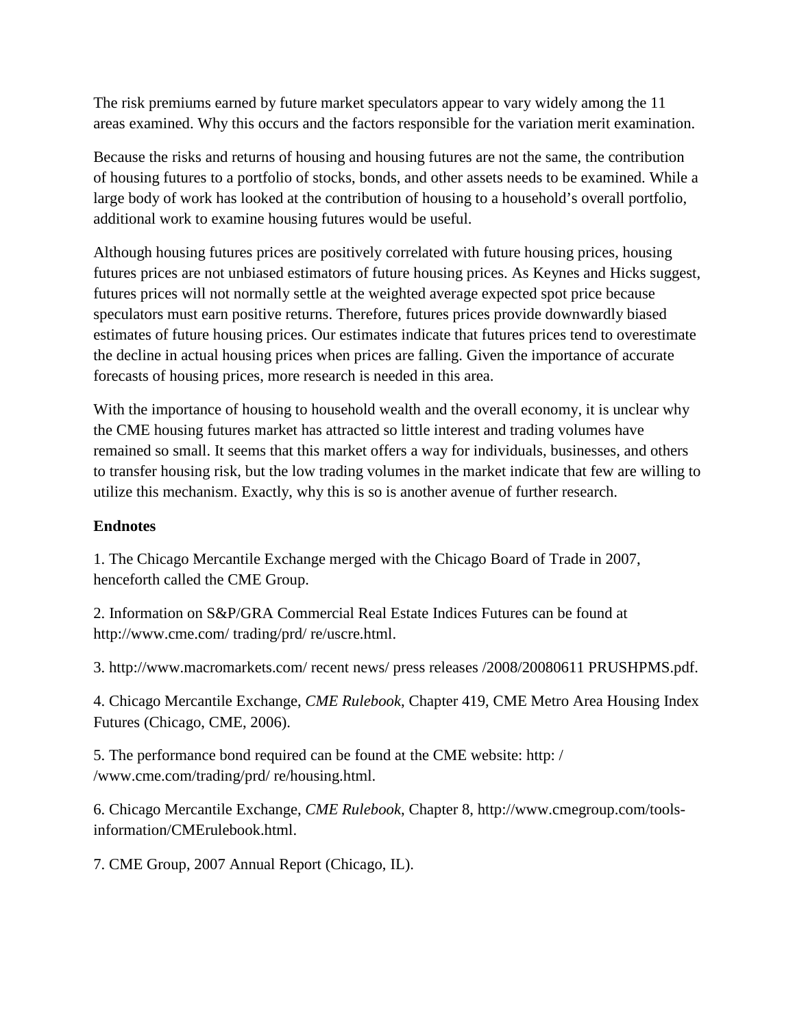The risk premiums earned by future market speculators appear to vary widely among the 11 areas examined. Why this occurs and the factors responsible for the variation merit examination.

Because the risks and returns of housing and housing futures are not the same, the contribution of housing futures to a portfolio of stocks, bonds, and other assets needs to be examined. While a large body of work has looked at the contribution of housing to a household's overall portfolio, additional work to examine housing futures would be useful.

Although housing futures prices are positively correlated with future housing prices, housing futures prices are not unbiased estimators of future housing prices. As Keynes and Hicks suggest, futures prices will not normally settle at the weighted average expected spot price because speculators must earn positive returns. Therefore, futures prices provide downwardly biased estimates of future housing prices. Our estimates indicate that futures prices tend to overestimate the decline in actual housing prices when prices are falling. Given the importance of accurate forecasts of housing prices, more research is needed in this area.

With the importance of housing to household wealth and the overall economy, it is unclear why the CME housing futures market has attracted so little interest and trading volumes have remained so small. It seems that this market offers a way for individuals, businesses, and others to transfer housing risk, but the low trading volumes in the market indicate that few are willing to utilize this mechanism. Exactly, why this is so is another avenue of further research.

**Endnotes**

1. The Chicago Mercantile Exchange merged with the Chicago Board of Trade in 2007, henceforth called the CME Group.

2. Information on S&P/GRA Commercial Real Estate Indices Futures can be found at http://www.cme.com/ trading/prd/ re/uscre.html.

3. http://www.macromarkets.com/ recent news/ press releases /2008/20080611 PRUSHPMS.pdf.

4. Chicago Mercantile Exchange, *CME Rulebook*, Chapter 419, CME Metro Area Housing Index Futures (Chicago, CME, 2006).

5. The performance bond required can be found at the CME website: http: / /www.cme.com/trading/prd/ re/housing.html.

6. Chicago Mercantile Exchange, *CME Rulebook*, Chapter 8, http://www.cmegroup.com/tools-information/CMErulebook.html.

7. CME Group, 2007 Annual Report (Chicago, IL).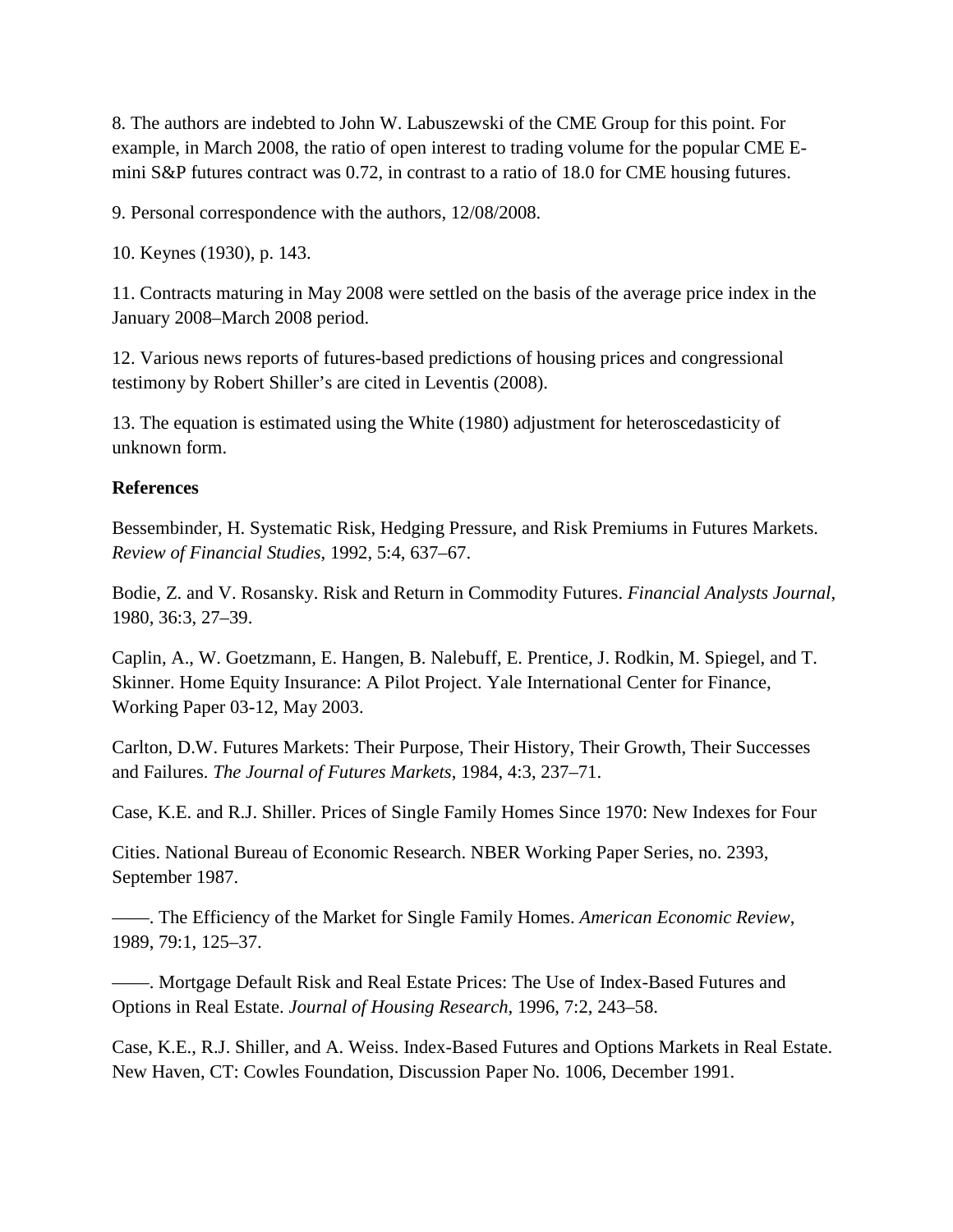8. The authors are indebted to John W. Labuszewski of the CME Group for this point. For example, in March 2008, the ratio of open interest to trading volume for the popular CME E-mini S&P futures contract was 0.72, in contrast to a ratio of 18.0 for CME housing futures.

9. Personal correspondence with the authors, 12/08/2008.

10. Keynes (1930), p. 143.

11. Contracts maturing in May 2008 were settled on the basis of the average price index in the January 2008–March 2008 period.

12. Various news reports of futures-based predictions of housing prices and congressional testimony by Robert Shiller's are cited in Leventis (2008).

13. The equation is estimated using the White (1980) adjustment for heteroscedasticity of unknown form.

**References**

Bessembinder, H. Systematic Risk, Hedging Pressure, and Risk Premiums in Futures Markets. *Review of Financial Studies*, 1992, 5:4, 637–67.

Bodie, Z. and V. Rosansky. Risk and Return in Commodity Futures. *Financial Analysts Journal*, 1980, 36:3, 27–39.

Caplin, A., W. Goetzmann, E. Hangen, B. Nalebuff, E. Prentice, J. Rodkin, M. Spiegel, and T. Skinner. Home Equity Insurance: A Pilot Project. Yale International Center for Finance, Working Paper 03-12, May 2003.

Carlton, D.W. Futures Markets: Their Purpose, Their History, Their Growth, Their Successes and Failures. *The Journal of Futures Markets*, 1984, 4:3, 237–71.

Case, K.E. and R.J. Shiller. Prices of Single Family Homes Since 1970: New Indexes for Four

Cities. National Bureau of Economic Research. NBER Working Paper Series, no. 2393, September 1987.

——. The Efficiency of the Market for Single Family Homes. *American Economic Review*, 1989, 79:1, 125–37.

——. Mortgage Default Risk and Real Estate Prices: The Use of Index-Based Futures and Options in Real Estate. *Journal of Housing Research*, 1996, 7:2, 243–58.

Case, K.E., R.J. Shiller, and A. Weiss. Index-Based Futures and Options Markets in Real Estate. New Haven, CT: Cowles Foundation, Discussion Paper No. 1006, December 1991.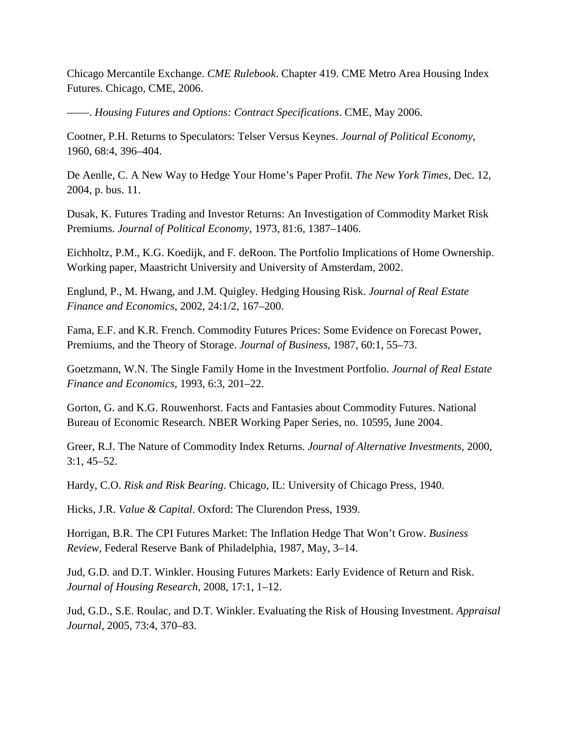Chicago Mercantile Exchange. *CME Rulebook*. Chapter 419. CME Metro Area Housing Index Futures. Chicago, CME, 2006.

——. *Housing Futures and Options: Contract Specifications*. CME, May 2006.

Cootner, P.H. Returns to Speculators: Telser Versus Keynes. *Journal of Political Economy*, 1960, 68:4, 396–404.

De Aenlle, C. A New Way to Hedge Your Home's Paper Profit. *The New York Times*, Dec. 12, 2004, p. bus. 11.

Dusak, K. Futures Trading and Investor Returns: An Investigation of Commodity Market Risk Premiums. *Journal of Political Economy*, 1973, 81:6, 1387–1406.

Eichholtz, P.M., K.G. Koedijk, and F. deRoon. The Portfolio Implications of Home Ownership. Working paper, Maastricht University and University of Amsterdam, 2002.

Englund, P., M. Hwang, and J.M. Quigley. Hedging Housing Risk. *Journal of Real Estate Finance and Economics*, 2002, 24:1/2, 167–200.

Fama, E.F. and K.R. French. Commodity Futures Prices: Some Evidence on Forecast Power, Premiums, and the Theory of Storage. *Journal of Business*, 1987, 60:1, 55–73.

Goetzmann, W.N. The Single Family Home in the Investment Portfolio. *Journal of Real Estate Finance and Economics,* 1993, 6:3, 201–22.

Gorton, G. and K.G. Rouwenhorst. Facts and Fantasies about Commodity Futures. National Bureau of Economic Research. NBER Working Paper Series, no. 10595, June 2004.

Greer, R.J. The Nature of Commodity Index Returns. *Journal of Alternative Investments*, 2000, 3:1, 45–52.

Hardy, C.O. *Risk and Risk Bearing*. Chicago, IL: University of Chicago Press, 1940.

Hicks, J.R. *Value & Capital*. Oxford: The Clurendon Press, 1939.

Horrigan, B.R. The CPI Futures Market: The Inflation Hedge That Won't Grow. *Business Review,* Federal Reserve Bank of Philadelphia, 1987, May, 3–14.

Jud, G.D. and D.T. Winkler. Housing Futures Markets: Early Evidence of Return and Risk. *Journal of Housing Research*, 2008, 17:1, 1–12.

Jud, G.D., S.E. Roulac, and D.T. Winkler. Evaluating the Risk of Housing Investment. *Appraisal Journal*, 2005, 73:4, 370–83.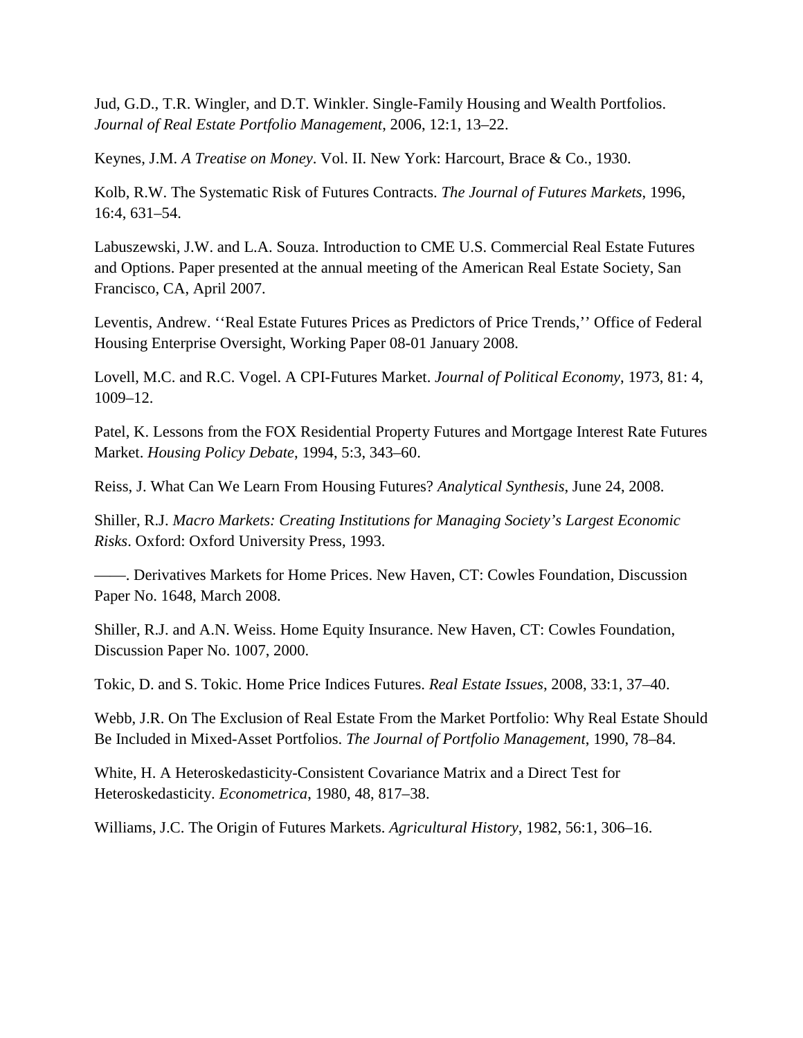Jud, G.D., T.R. Wingler, and D.T. Winkler. Single-Family Housing and Wealth Portfolios. *Journal of Real Estate Portfolio Management*, 2006, 12:1, 13–22.

Keynes, J.M. *A Treatise on Money*. Vol. II. New York: Harcourt, Brace & Co., 1930.

Kolb, R.W. The Systematic Risk of Futures Contracts. *The Journal of Futures Markets*, 1996, 16:4, 631–54.

Labuszewski, J.W. and L.A. Souza. Introduction to CME U.S. Commercial Real Estate Futures and Options. Paper presented at the annual meeting of the American Real Estate Society, San Francisco, CA, April 2007.

Leventis, Andrew. ''Real Estate Futures Prices as Predictors of Price Trends,'' Office of Federal Housing Enterprise Oversight, Working Paper 08-01 January 2008.

Lovell, M.C. and R.C. Vogel. A CPI-Futures Market. *Journal of Political Economy*, 1973, 81: 4, 1009–12.

Patel, K. Lessons from the FOX Residential Property Futures and Mortgage Interest Rate Futures Market. *Housing Policy Debate*, 1994, 5:3, 343–60.

Reiss, J. What Can We Learn From Housing Futures? *Analytical Synthesis*, June 24, 2008.

Shiller, R.J. *Macro Markets: Creating Institutions for Managing Society's Largest Economic Risks*. Oxford: Oxford University Press, 1993.

——. Derivatives Markets for Home Prices. New Haven, CT: Cowles Foundation, Discussion Paper No. 1648, March 2008.

Shiller, R.J. and A.N. Weiss. Home Equity Insurance. New Haven, CT: Cowles Foundation, Discussion Paper No. 1007, 2000.

Tokic, D. and S. Tokic. Home Price Indices Futures. *Real Estate Issues*, 2008, 33:1, 37–40.

Webb, J.R. On The Exclusion of Real Estate From the Market Portfolio: Why Real Estate Should Be Included in Mixed-Asset Portfolios. *The Journal of Portfolio Management*, 1990, 78–84.

White, H. A Heteroskedasticity-Consistent Covariance Matrix and a Direct Test for Heteroskedasticity. *Econometrica*, 1980, 48, 817–38.

Williams, J.C. The Origin of Futures Markets. *Agricultural History*, 1982, 56:1, 306–16.